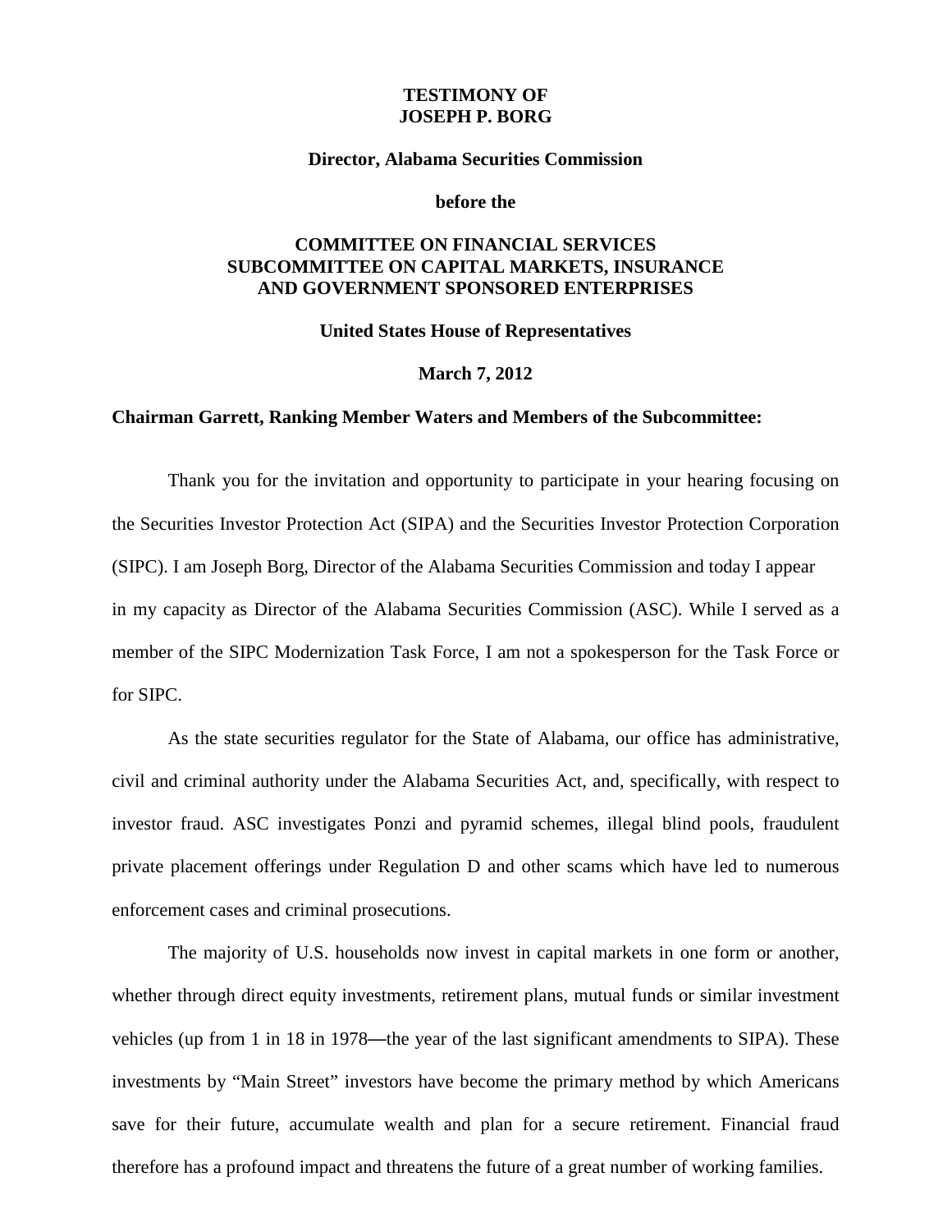**TESTIMONY OF**
**JOSEPH P. BORG**

**Director, Alabama Securities Commission**

**before the**

**COMMITTEE ON FINANCIAL SERVICES**
**SUBCOMMITTEE ON CAPITAL MARKETS, INSURANCE AND GOVERNMENT SPONSORED ENTERPRISES**

**United States House of Representatives**

**March 7, 2012**

**Chairman Garrett, Ranking Member Waters and Members of the Subcommittee:**

Thank you for the invitation and opportunity to participate in your hearing focusing on the Securities Investor Protection Act (SIPA) and the Securities Investor Protection Corporation (SIPC). I am Joseph Borg, Director of the Alabama Securities Commission and today I appear in my capacity as Director of the Alabama Securities Commission (ASC). While I served as a member of the SIPC Modernization Task Force, I am not a spokesperson for the Task Force or for SIPC.

As the state securities regulator for the State of Alabama, our office has administrative, civil and criminal authority under the Alabama Securities Act, and, specifically, with respect to investor fraud. ASC investigates Ponzi and pyramid schemes, illegal blind pools, fraudulent private placement offerings under Regulation D and other scams which have led to numerous enforcement cases and criminal prosecutions.

The majority of U.S. households now invest in capital markets in one form or another, whether through direct equity investments, retirement plans, mutual funds or similar investment vehicles (up from 1 in 18 in 1978—the year of the last significant amendments to SIPA). These investments by "Main Street" investors have become the primary method by which Americans save for their future, accumulate wealth and plan for a secure retirement. Financial fraud therefore has a profound impact and threatens the future of a great number of working families.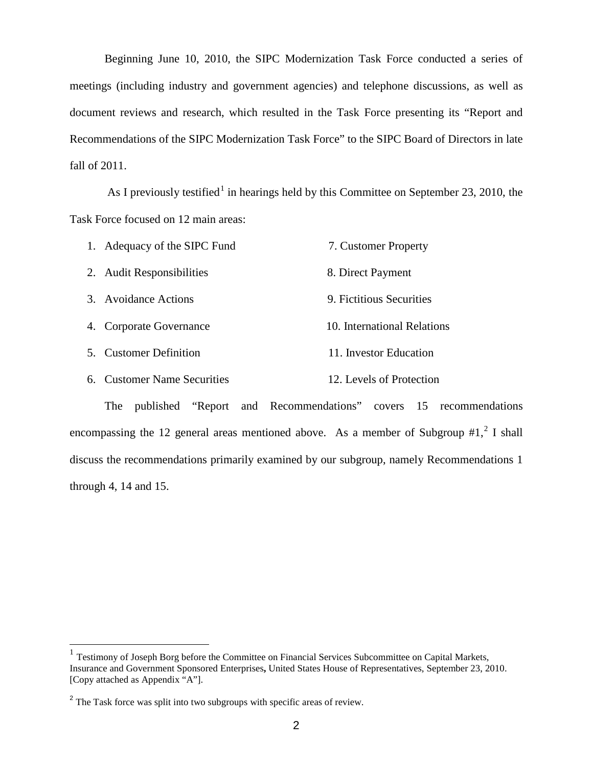Beginning June 10, 2010, the SIPC Modernization Task Force conducted a series of meetings (including industry and government agencies) and telephone discussions, as well as document reviews and research, which resulted in the Task Force presenting its "Report and Recommendations of the SIPC Modernization Task Force" to the SIPC Board of Directors in late fall of 2011.

As I previously testified[1] in hearings held by this Committee on September 23, 2010, the Task Force focused on 12 main areas:

1. Adequacy of the SIPC Fund
2. Audit Responsibilities
3. Avoidance Actions
4. Corporate Governance
5. Customer Definition
6. Customer Name Securities
7. Customer Property
8. Direct Payment
9. Fictitious Securities
10. International Relations
11. Investor Education
12. Levels of Protection

The published "Report and Recommendations" covers 15 recommendations encompassing the 12 general areas mentioned above. As a member of Subgroup #1,[2] I shall discuss the recommendations primarily examined by our subgroup, namely Recommendations 1 through 4, 14 and 15.

---

[1] Testimony of Joseph Borg before the Committee on Financial Services Subcommittee on Capital Markets, Insurance and Government Sponsored Enterprises, United States House of Representatives, September 23, 2010. [Copy attached as Appendix "A"].

[2] The Task force was split into two subgroups with specific areas of review.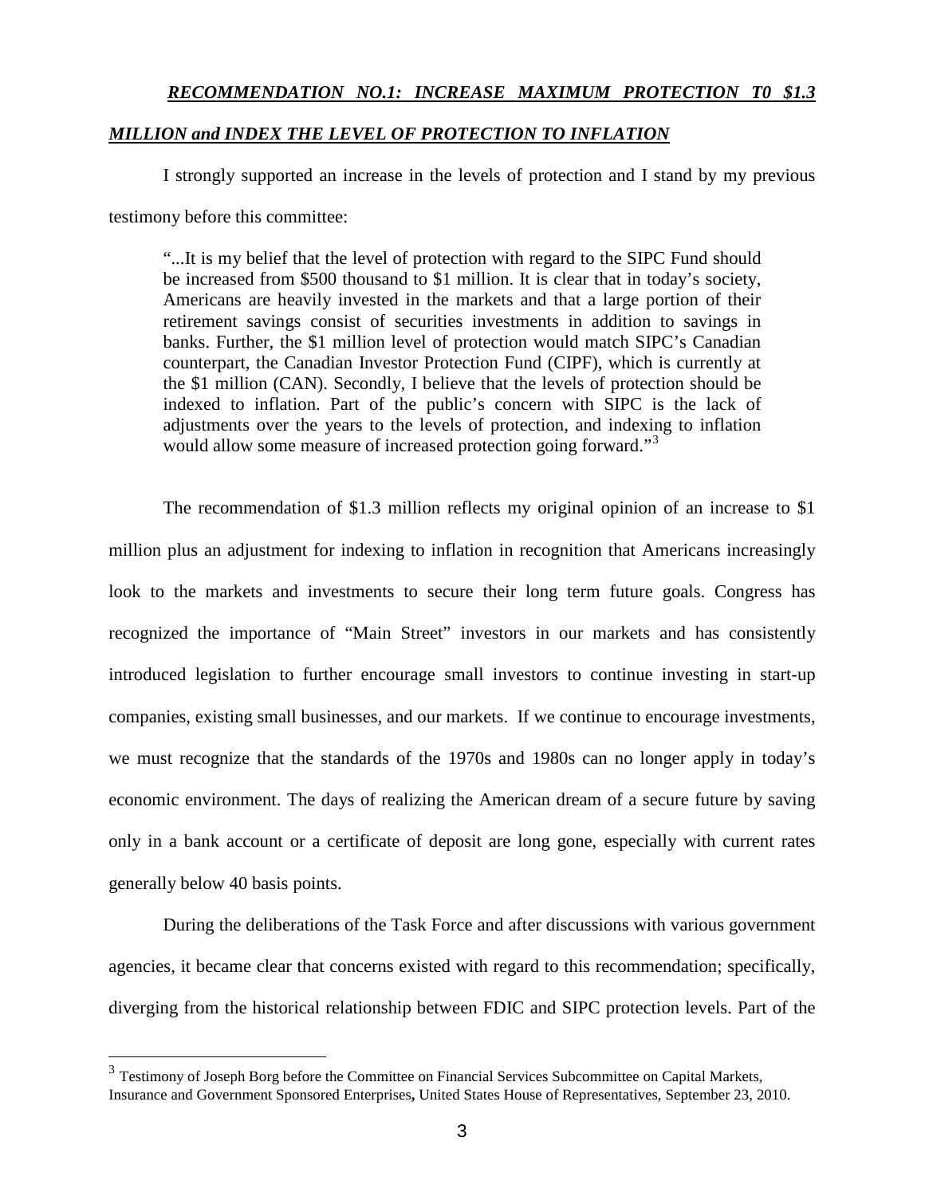***RECOMMENDATION NO.1: INCREASE MAXIMUM PROTECTION T0 $1.3 MILLION and INDEX THE LEVEL OF PROTECTION TO INFLATION***

I strongly supported an increase in the levels of protection and I stand by my previous testimony before this committee:

> "...It is my belief that the level of protection with regard to the SIPC Fund should be increased from $500 thousand to $1 million. It is clear that in today's society, Americans are heavily invested in the markets and that a large portion of their retirement savings consist of securities investments in addition to savings in banks. Further, the $1 million level of protection would match SIPC's Canadian counterpart, the Canadian Investor Protection Fund (CIPF), which is currently at the $1 million (CAN). Secondly, I believe that the levels of protection should be indexed to inflation. Part of the public's concern with SIPC is the lack of adjustments over the years to the levels of protection, and indexing to inflation would allow some measure of increased protection going forward."[3]

The recommendation of $1.3 million reflects my original opinion of an increase to $1 million plus an adjustment for indexing to inflation in recognition that Americans increasingly look to the markets and investments to secure their long term future goals. Congress has recognized the importance of "Main Street" investors in our markets and has consistently introduced legislation to further encourage small investors to continue investing in start-up companies, existing small businesses, and our markets. If we continue to encourage investments, we must recognize that the standards of the 1970s and 1980s can no longer apply in today's economic environment. The days of realizing the American dream of a secure future by saving only in a bank account or a certificate of deposit are long gone, especially with current rates generally below 40 basis points.

During the deliberations of the Task Force and after discussions with various government agencies, it became clear that concerns existed with regard to this recommendation; specifically, diverging from the historical relationship between FDIC and SIPC protection levels. Part of the

---

[3] Testimony of Joseph Borg before the Committee on Financial Services Subcommittee on Capital Markets, Insurance and Government Sponsored Enterprises**,** United States House of Representatives, September 23, 2010.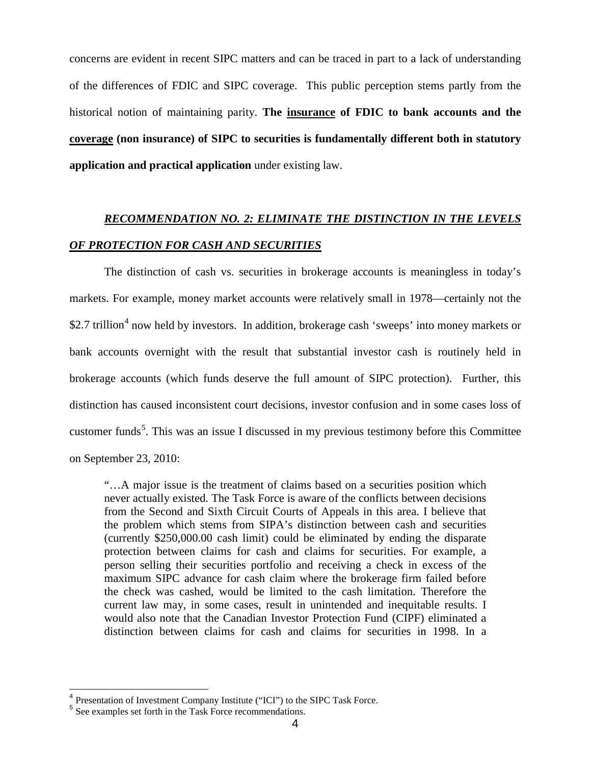concerns are evident in recent SIPC matters and can be traced in part to a lack of understanding of the differences of FDIC and SIPC coverage. This public perception stems partly from the historical notion of maintaining parity. **The <u>insurance</u> of FDIC to bank accounts and the <u>coverage</u> (non insurance) of SIPC to securities is fundamentally different both in statutory application and practical application** under existing law.

## ***<u>RECOMMENDATION NO. 2: ELIMINATE THE DISTINCTION IN THE LEVELS OF PROTECTION FOR CASH AND SECURITIES</u>***

The distinction of cash vs. securities in brokerage accounts is meaningless in today's markets. For example, money market accounts were relatively small in 1978—certainly not the \$2.7 trillion[4] now held by investors. In addition, brokerage cash 'sweeps' into money markets or bank accounts overnight with the result that substantial investor cash is routinely held in brokerage accounts (which funds deserve the full amount of SIPC protection). Further, this distinction has caused inconsistent court decisions, investor confusion and in some cases loss of customer funds[5]. This was an issue I discussed in my previous testimony before this Committee on September 23, 2010:

> "…A major issue is the treatment of claims based on a securities position which never actually existed. The Task Force is aware of the conflicts between decisions from the Second and Sixth Circuit Courts of Appeals in this area. I believe that the problem which stems from SIPA's distinction between cash and securities (currently \$250,000.00 cash limit) could be eliminated by ending the disparate protection between claims for cash and claims for securities. For example, a person selling their securities portfolio and receiving a check in excess of the maximum SIPC advance for cash claim where the brokerage firm failed before the check was cashed, would be limited to the cash limitation. Therefore the current law may, in some cases, result in unintended and inequitable results. I would also note that the Canadian Investor Protection Fund (CIPF) eliminated a distinction between claims for cash and claims for securities in 1998. In a

---

[4] Presentation of Investment Company Institute ("ICI") to the SIPC Task Force.

[5] See examples set forth in the Task Force recommendations.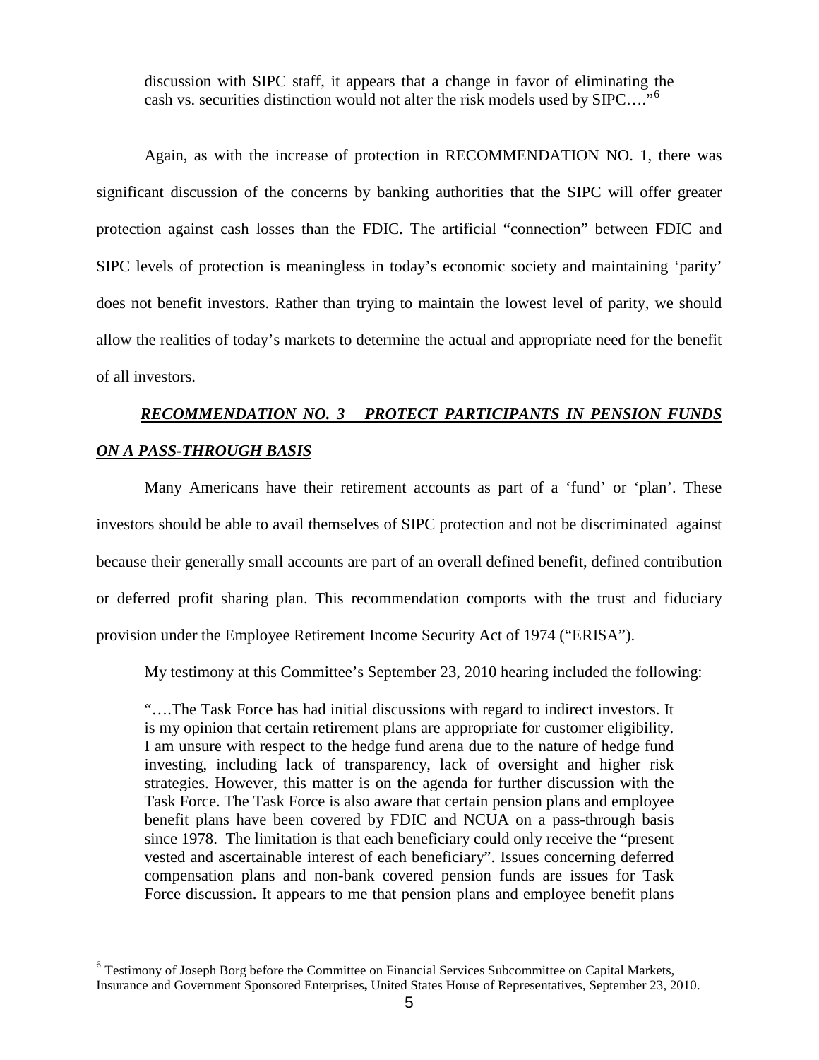> discussion with SIPC staff, it appears that a change in favor of eliminating the cash vs. securities distinction would not alter the risk models used by SIPC…."[6]

Again, as with the increase of protection in RECOMMENDATION NO. 1, there was significant discussion of the concerns by banking authorities that the SIPC will offer greater protection against cash losses than the FDIC. The artificial "connection" between FDIC and SIPC levels of protection is meaningless in today's economic society and maintaining 'parity' does not benefit investors. Rather than trying to maintain the lowest level of parity, we should allow the realities of today's markets to determine the actual and appropriate need for the benefit of all investors.

***RECOMMENDATION NO. 3 PROTECT PARTICIPANTS IN PENSION FUNDS ON A PASS-THROUGH BASIS***

Many Americans have their retirement accounts as part of a 'fund' or 'plan'. These investors should be able to avail themselves of SIPC protection and not be discriminated against because their generally small accounts are part of an overall defined benefit, defined contribution or deferred profit sharing plan. This recommendation comports with the trust and fiduciary provision under the Employee Retirement Income Security Act of 1974 ("ERISA").

My testimony at this Committee's September 23, 2010 hearing included the following:

> "….The Task Force has had initial discussions with regard to indirect investors. It is my opinion that certain retirement plans are appropriate for customer eligibility. I am unsure with respect to the hedge fund arena due to the nature of hedge fund investing, including lack of transparency, lack of oversight and higher risk strategies. However, this matter is on the agenda for further discussion with the Task Force. The Task Force is also aware that certain pension plans and employee benefit plans have been covered by FDIC and NCUA on a pass-through basis since 1978. The limitation is that each beneficiary could only receive the "present vested and ascertainable interest of each beneficiary". Issues concerning deferred compensation plans and non-bank covered pension funds are issues for Task Force discussion. It appears to me that pension plans and employee benefit plans

---

[6] Testimony of Joseph Borg before the Committee on Financial Services Subcommittee on Capital Markets, Insurance and Government Sponsored Enterprises**,** United States House of Representatives, September 23, 2010.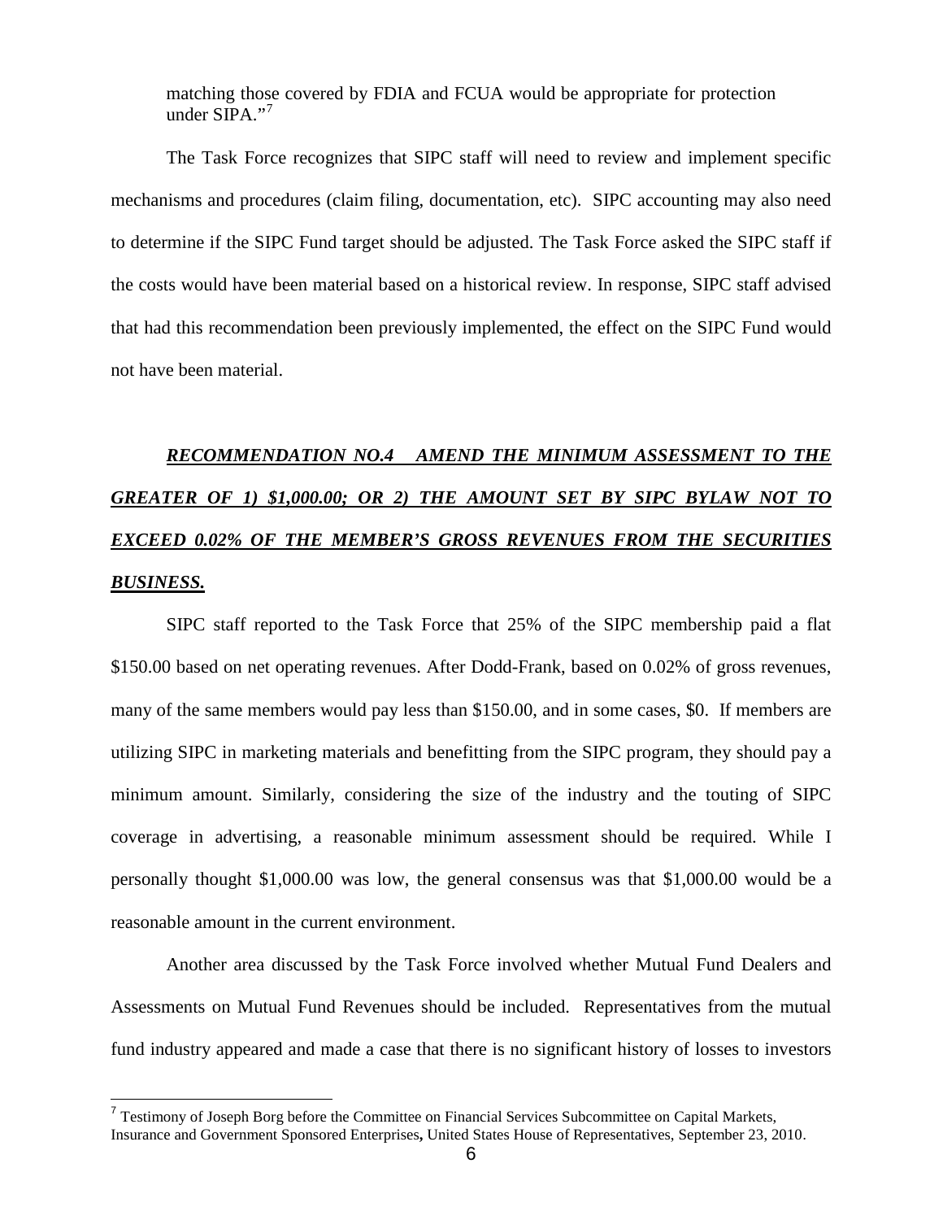matching those covered by FDIA and FCUA would be appropriate for protection under SIPA."[7]

The Task Force recognizes that SIPC staff will need to review and implement specific mechanisms and procedures (claim filing, documentation, etc). SIPC accounting may also need to determine if the SIPC Fund target should be adjusted. The Task Force asked the SIPC staff if the costs would have been material based on a historical review. In response, SIPC staff advised that had this recommendation been previously implemented, the effect on the SIPC Fund would not have been material.

***RECOMMENDATION NO.4 AMEND THE MINIMUM ASSESSMENT TO THE GREATER OF 1) $1,000.00; OR 2) THE AMOUNT SET BY SIPC BYLAW NOT TO EXCEED 0.02% OF THE MEMBER'S GROSS REVENUES FROM THE SECURITIES BUSINESS.***

SIPC staff reported to the Task Force that 25% of the SIPC membership paid a flat $150.00 based on net operating revenues. After Dodd-Frank, based on 0.02% of gross revenues, many of the same members would pay less than $150.00, and in some cases, $0. If members are utilizing SIPC in marketing materials and benefitting from the SIPC program, they should pay a minimum amount. Similarly, considering the size of the industry and the touting of SIPC coverage in advertising, a reasonable minimum assessment should be required. While I personally thought $1,000.00 was low, the general consensus was that $1,000.00 would be a reasonable amount in the current environment.

Another area discussed by the Task Force involved whether Mutual Fund Dealers and Assessments on Mutual Fund Revenues should be included. Representatives from the mutual fund industry appeared and made a case that there is no significant history of losses to investors

[7] Testimony of Joseph Borg before the Committee on Financial Services Subcommittee on Capital Markets, Insurance and Government Sponsored Enterprises, United States House of Representatives, September 23, 2010.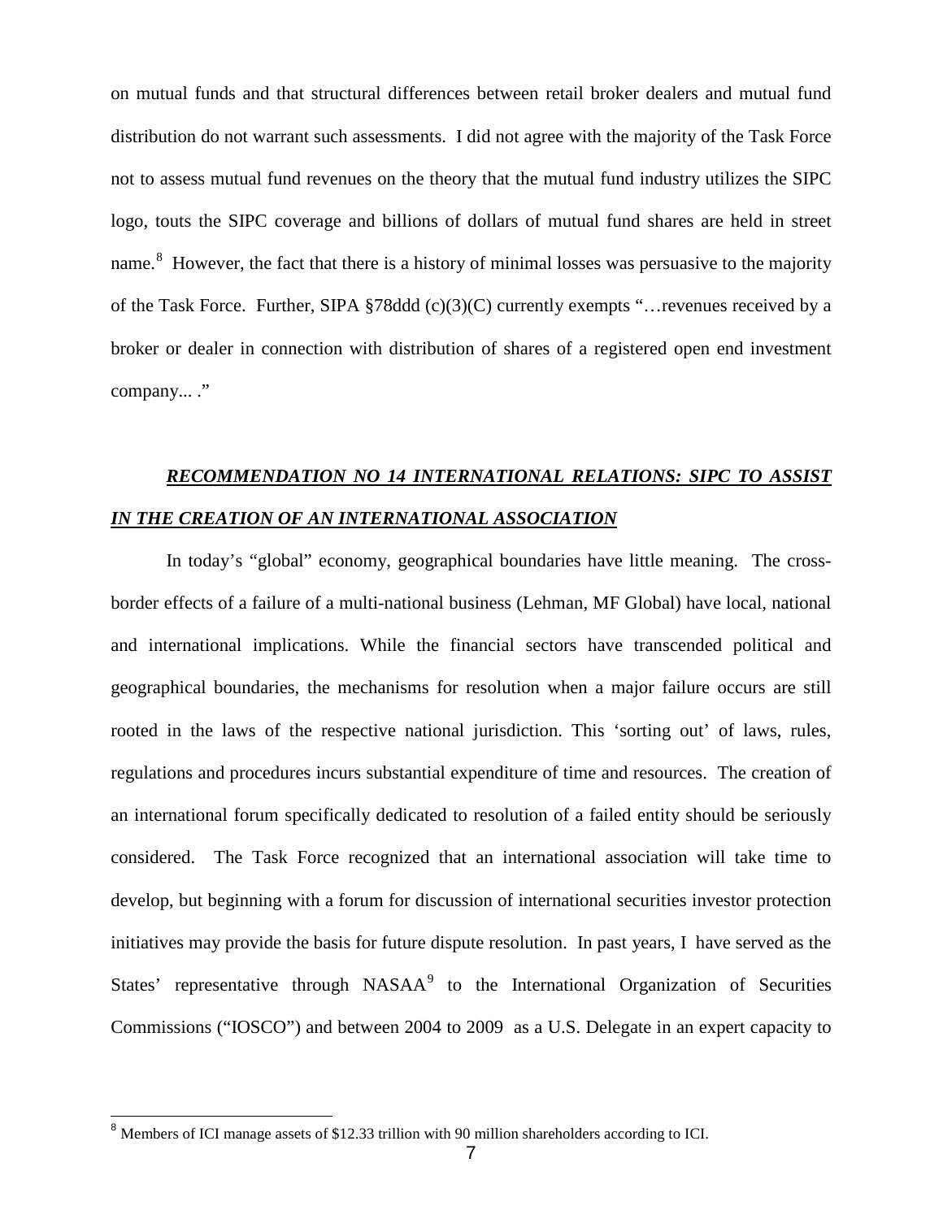on mutual funds and that structural differences between retail broker dealers and mutual fund distribution do not warrant such assessments. I did not agree with the majority of the Task Force not to assess mutual fund revenues on the theory that the mutual fund industry utilizes the SIPC logo, touts the SIPC coverage and billions of dollars of mutual fund shares are held in street name.[8] However, the fact that there is a history of minimal losses was persuasive to the majority of the Task Force. Further, SIPA §78ddd (c)(3)(C) currently exempts "…revenues received by a broker or dealer in connection with distribution of shares of a registered open end investment company... ."

***RECOMMENDATION NO 14 INTERNATIONAL RELATIONS: SIPC TO ASSIST IN THE CREATION OF AN INTERNATIONAL ASSOCIATION***

In today's "global" economy, geographical boundaries have little meaning. The cross-border effects of a failure of a multi-national business (Lehman, MF Global) have local, national and international implications. While the financial sectors have transcended political and geographical boundaries, the mechanisms for resolution when a major failure occurs are still rooted in the laws of the respective national jurisdiction. This 'sorting out' of laws, rules, regulations and procedures incurs substantial expenditure of time and resources. The creation of an international forum specifically dedicated to resolution of a failed entity should be seriously considered. The Task Force recognized that an international association will take time to develop, but beginning with a forum for discussion of international securities investor protection initiatives may provide the basis for future dispute resolution. In past years, I have served as the States' representative through NASAA[9] to the International Organization of Securities Commissions ("IOSCO") and between 2004 to 2009 as a U.S. Delegate in an expert capacity to

[8] Members of ICI manage assets of $12.33 trillion with 90 million shareholders according to ICI.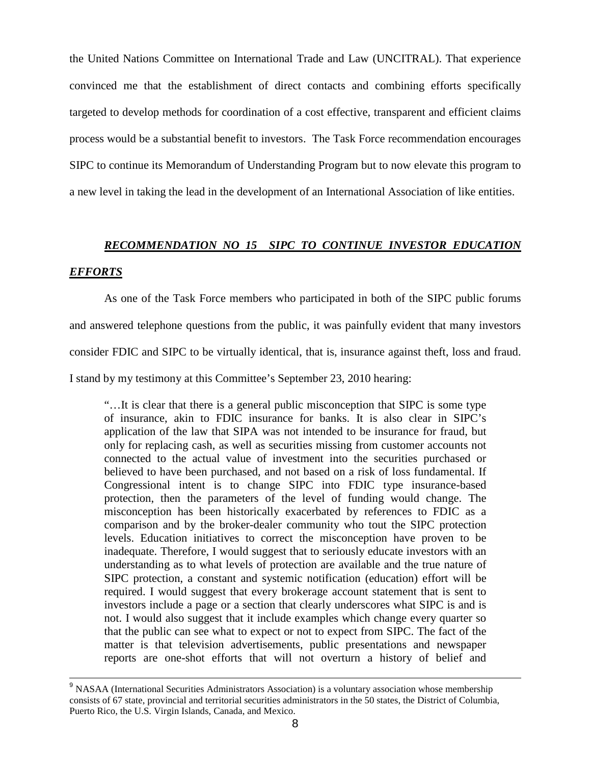the United Nations Committee on International Trade and Law (UNCITRAL). That experience convinced me that the establishment of direct contacts and combining efforts specifically targeted to develop methods for coordination of a cost effective, transparent and efficient claims process would be a substantial benefit to investors. The Task Force recommendation encourages SIPC to continue its Memorandum of Understanding Program but to now elevate this program to a new level in taking the lead in the development of an International Association of like entities.

### ***RECOMMENDATION NO 15 SIPC TO CONTINUE INVESTOR EDUCATION EFFORTS***

As one of the Task Force members who participated in both of the SIPC public forums and answered telephone questions from the public, it was painfully evident that many investors consider FDIC and SIPC to be virtually identical, that is, insurance against theft, loss and fraud. I stand by my testimony at this Committee's September 23, 2010 hearing:

> "…It is clear that there is a general public misconception that SIPC is some type of insurance, akin to FDIC insurance for banks. It is also clear in SIPC's application of the law that SIPA was not intended to be insurance for fraud, but only for replacing cash, as well as securities missing from customer accounts not connected to the actual value of investment into the securities purchased or believed to have been purchased, and not based on a risk of loss fundamental. If Congressional intent is to change SIPC into FDIC type insurance-based protection, then the parameters of the level of funding would change. The misconception has been historically exacerbated by references to FDIC as a comparison and by the broker-dealer community who tout the SIPC protection levels. Education initiatives to correct the misconception have proven to be inadequate. Therefore, I would suggest that to seriously educate investors with an understanding as to what levels of protection are available and the true nature of SIPC protection, a constant and systemic notification (education) effort will be required. I would suggest that every brokerage account statement that is sent to investors include a page or a section that clearly underscores what SIPC is and is not. I would also suggest that it include examples which change every quarter so that the public can see what to expect or not to expect from SIPC. The fact of the matter is that television advertisements, public presentations and newspaper reports are one-shot efforts that will not overturn a history of belief and

---

[9] NASAA (International Securities Administrators Association) is a voluntary association whose membership consists of 67 state, provincial and territorial securities administrators in the 50 states, the District of Columbia, Puerto Rico, the U.S. Virgin Islands, Canada, and Mexico.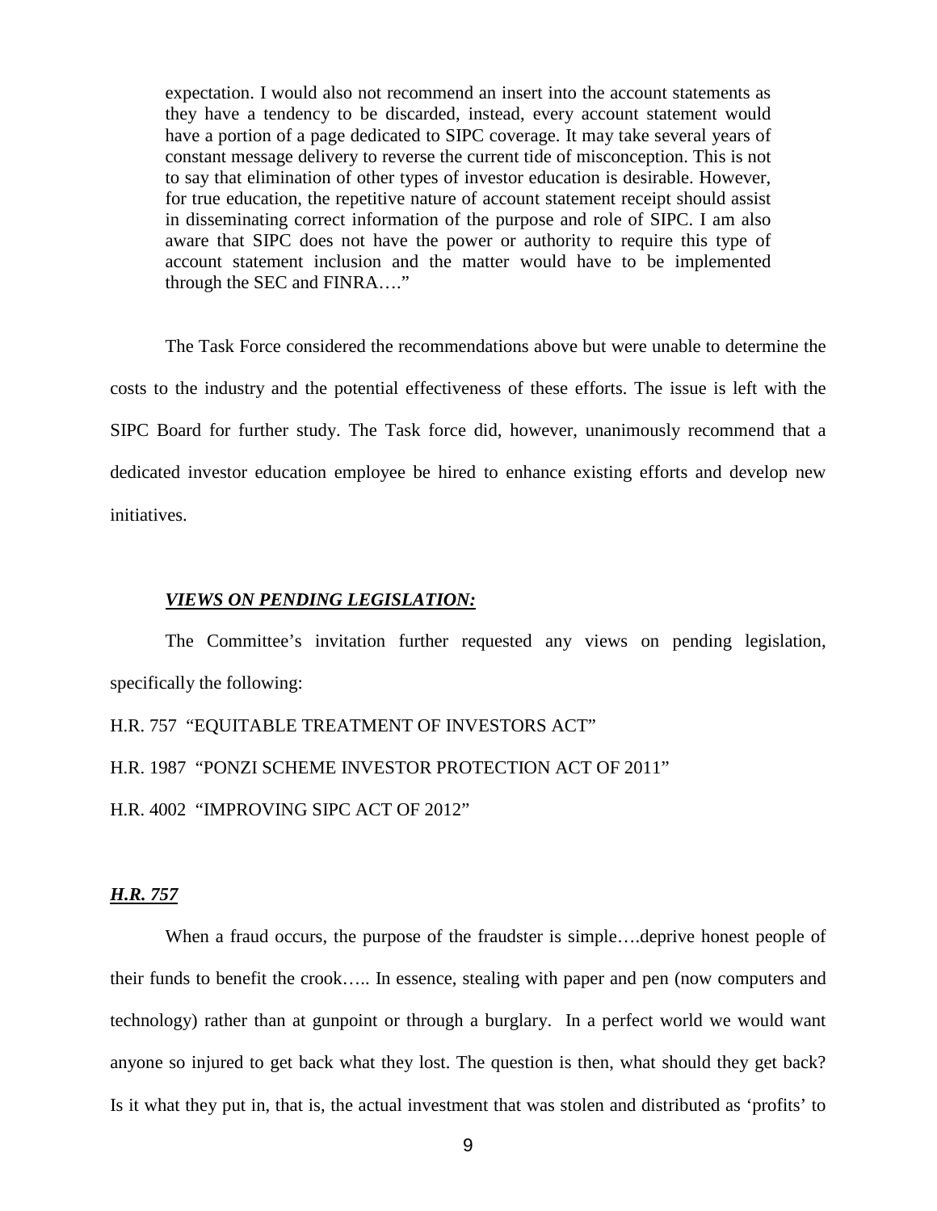> expectation. I would also not recommend an insert into the account statements as they have a tendency to be discarded, instead, every account statement would have a portion of a page dedicated to SIPC coverage. It may take several years of constant message delivery to reverse the current tide of misconception. This is not to say that elimination of other types of investor education is desirable. However, for true education, the repetitive nature of account statement receipt should assist in disseminating correct information of the purpose and role of SIPC. I am also aware that SIPC does not have the power or authority to require this type of account statement inclusion and the matter would have to be implemented through the SEC and FINRA…."

The Task Force considered the recommendations above but were unable to determine the costs to the industry and the potential effectiveness of these efforts. The issue is left with the SIPC Board for further study. The Task force did, however, unanimously recommend that a dedicated investor education employee be hired to enhance existing efforts and develop new initiatives.

***VIEWS ON PENDING LEGISLATION:***

The Committee's invitation further requested any views on pending legislation, specifically the following:

H.R. 757 "EQUITABLE TREATMENT OF INVESTORS ACT"

H.R. 1987 "PONZI SCHEME INVESTOR PROTECTION ACT OF 2011"

H.R. 4002 "IMPROVING SIPC ACT OF 2012"

***H.R. 757***

When a fraud occurs, the purpose of the fraudster is simple….deprive honest people of their funds to benefit the crook….. In essence, stealing with paper and pen (now computers and technology) rather than at gunpoint or through a burglary. In a perfect world we would want anyone so injured to get back what they lost. The question is then, what should they get back? Is it what they put in, that is, the actual investment that was stolen and distributed as 'profits' to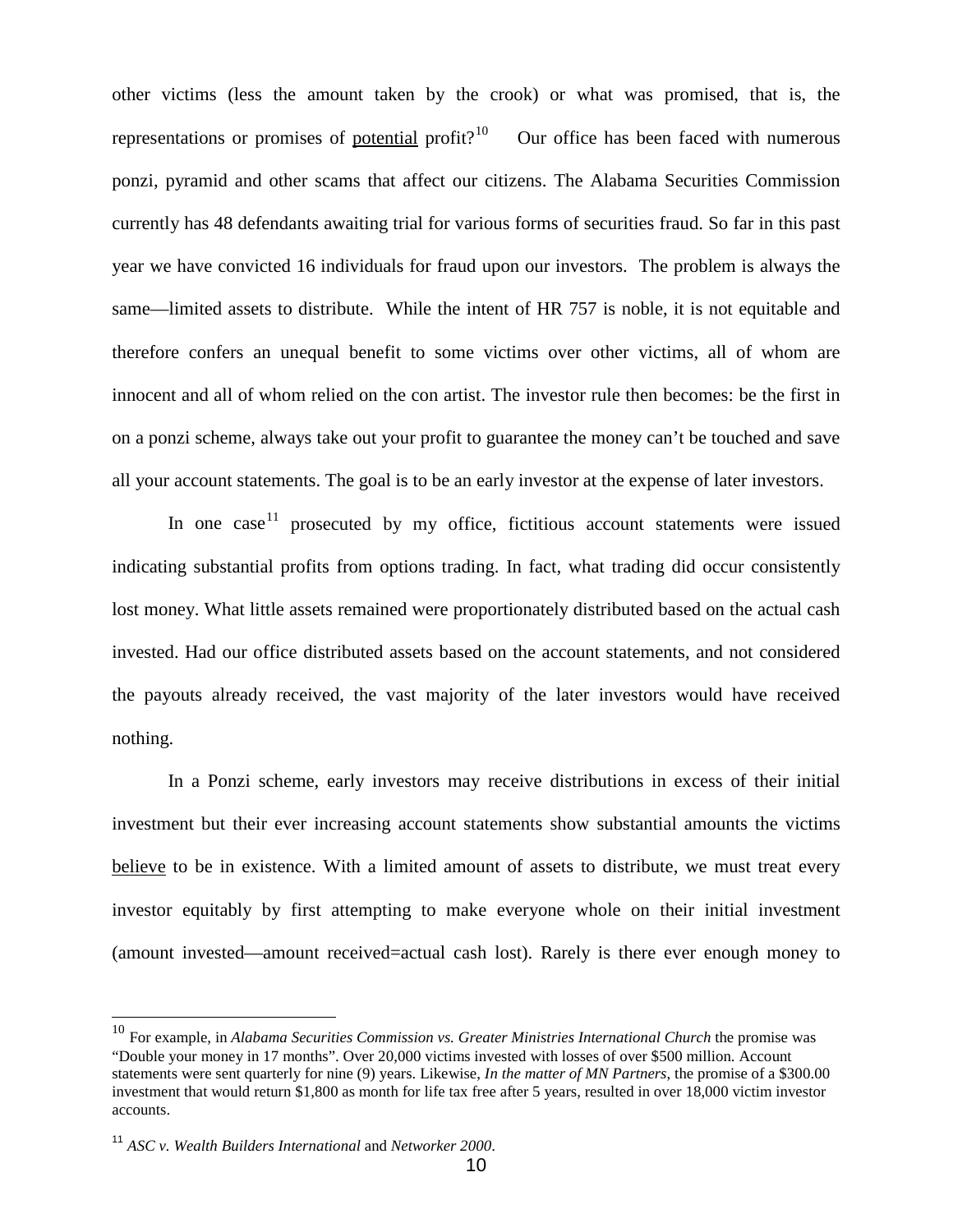other victims (less the amount taken by the crook) or what was promised, that is, the representations or promises of <u>potential</u> profit?[10] Our office has been faced with numerous ponzi, pyramid and other scams that affect our citizens. The Alabama Securities Commission currently has 48 defendants awaiting trial for various forms of securities fraud. So far in this past year we have convicted 16 individuals for fraud upon our investors. The problem is always the same—limited assets to distribute. While the intent of HR 757 is noble, it is not equitable and therefore confers an unequal benefit to some victims over other victims, all of whom are innocent and all of whom relied on the con artist. The investor rule then becomes: be the first in on a ponzi scheme, always take out your profit to guarantee the money can't be touched and save all your account statements. The goal is to be an early investor at the expense of later investors.

In one case[11] prosecuted by my office, fictitious account statements were issued indicating substantial profits from options trading. In fact, what trading did occur consistently lost money. What little assets remained were proportionately distributed based on the actual cash invested. Had our office distributed assets based on the account statements, and not considered the payouts already received, the vast majority of the later investors would have received nothing.

In a Ponzi scheme, early investors may receive distributions in excess of their initial investment but their ever increasing account statements show substantial amounts the victims <u>believe</u> to be in existence. With a limited amount of assets to distribute, we must treat every investor equitably by first attempting to make everyone whole on their initial investment (amount invested—amount received=actual cash lost). Rarely is there ever enough money to

---

[10] For example, in *Alabama Securities Commission vs. Greater Ministries International Church* the promise was "Double your money in 17 months". Over 20,000 victims invested with losses of over $500 million. Account statements were sent quarterly for nine (9) years. Likewise, *In the matter of MN Partners*, the promise of a $300.00 investment that would return $1,800 as month for life tax free after 5 years, resulted in over 18,000 victim investor accounts.

[11] *ASC v. Wealth Builders International* and *Networker 2000*.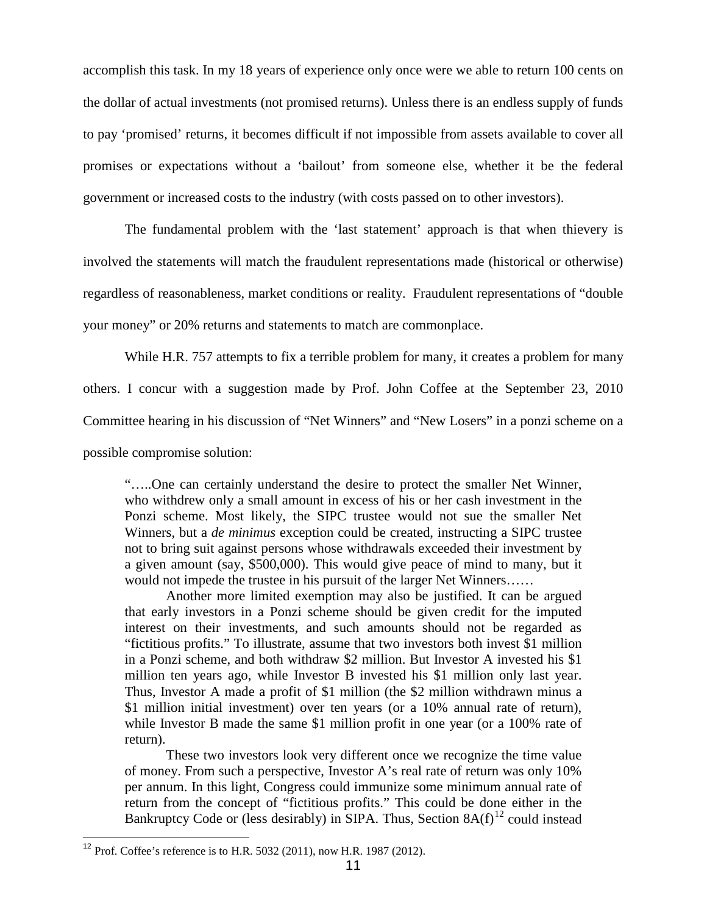accomplish this task. In my 18 years of experience only once were we able to return 100 cents on the dollar of actual investments (not promised returns). Unless there is an endless supply of funds to pay 'promised' returns, it becomes difficult if not impossible from assets available to cover all promises or expectations without a 'bailout' from someone else, whether it be the federal government or increased costs to the industry (with costs passed on to other investors).

The fundamental problem with the 'last statement' approach is that when thievery is involved the statements will match the fraudulent representations made (historical or otherwise) regardless of reasonableness, market conditions or reality. Fraudulent representations of "double your money" or 20% returns and statements to match are commonplace.

While H.R. 757 attempts to fix a terrible problem for many, it creates a problem for many others. I concur with a suggestion made by Prof. John Coffee at the September 23, 2010 Committee hearing in his discussion of "Net Winners" and "New Losers" in a ponzi scheme on a possible compromise solution:

> ".....One can certainly understand the desire to protect the smaller Net Winner, who withdrew only a small amount in excess of his or her cash investment in the Ponzi scheme. Most likely, the SIPC trustee would not sue the smaller Net Winners, but a *de minimus* exception could be created, instructing a SIPC trustee not to bring suit against persons whose withdrawals exceeded their investment by a given amount (say, $500,000). This would give peace of mind to many, but it would not impede the trustee in his pursuit of the larger Net Winners……
>
> Another more limited exemption may also be justified. It can be argued that early investors in a Ponzi scheme should be given credit for the imputed interest on their investments, and such amounts should not be regarded as "fictitious profits." To illustrate, assume that two investors both invest $1 million in a Ponzi scheme, and both withdraw $2 million. But Investor A invested his $1 million ten years ago, while Investor B invested his $1 million only last year. Thus, Investor A made a profit of $1 million (the $2 million withdrawn minus a $1 million initial investment) over ten years (or a 10% annual rate of return), while Investor B made the same $1 million profit in one year (or a 100% rate of return).
>
> These two investors look very different once we recognize the time value of money. From such a perspective, Investor A's real rate of return was only 10% per annum. In this light, Congress could immunize some minimum annual rate of return from the concept of "fictitious profits." This could be done either in the Bankruptcy Code or (less desirably) in SIPA. Thus, Section 8A(f)[12] could instead

[12] Prof. Coffee's reference is to H.R. 5032 (2011), now H.R. 1987 (2012).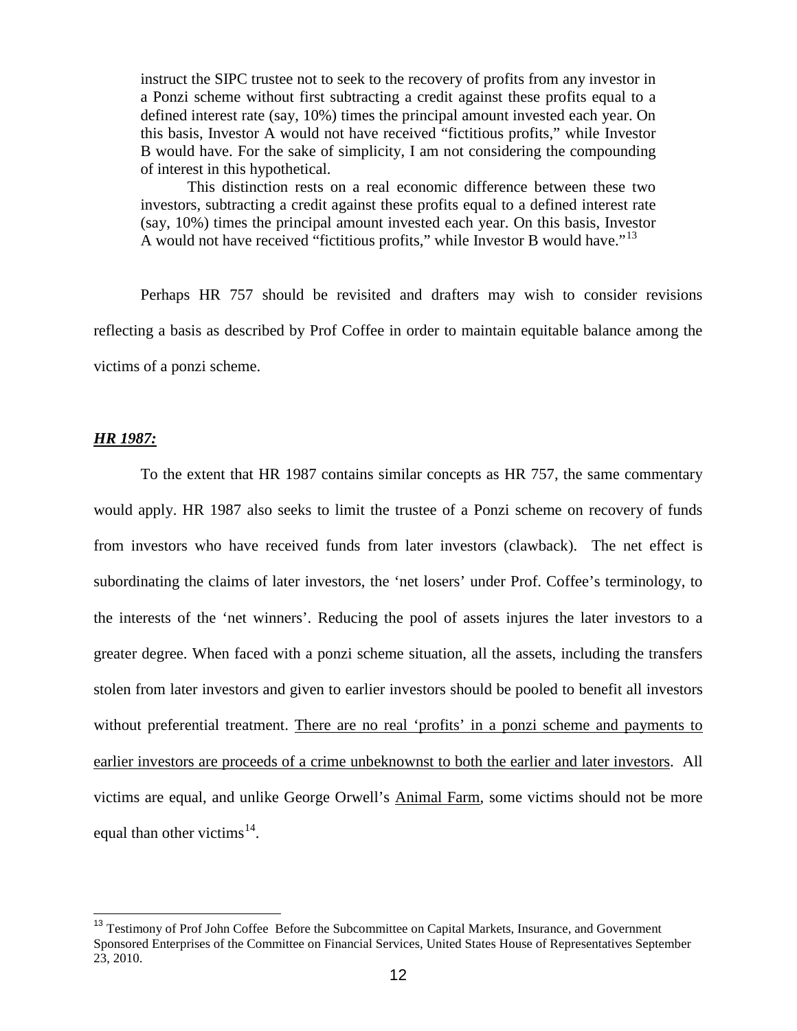> instruct the SIPC trustee not to seek to the recovery of profits from any investor in a Ponzi scheme without first subtracting a credit against these profits equal to a defined interest rate (say, 10%) times the principal amount invested each year. On this basis, Investor A would not have received "fictitious profits," while Investor B would have. For the sake of simplicity, I am not considering the compounding of interest in this hypothetical.
>
> This distinction rests on a real economic difference between these two investors, subtracting a credit against these profits equal to a defined interest rate (say, 10%) times the principal amount invested each year. On this basis, Investor A would not have received "fictitious profits," while Investor B would have."[13]

Perhaps HR 757 should be revisited and drafters may wish to consider revisions reflecting a basis as described by Prof Coffee in order to maintain equitable balance among the victims of a ponzi scheme.

***HR 1987:***

To the extent that HR 1987 contains similar concepts as HR 757, the same commentary would apply. HR 1987 also seeks to limit the trustee of a Ponzi scheme on recovery of funds from investors who have received funds from later investors (clawback). The net effect is subordinating the claims of later investors, the 'net losers' under Prof. Coffee's terminology, to the interests of the 'net winners'. Reducing the pool of assets injures the later investors to a greater degree. When faced with a ponzi scheme situation, all the assets, including the transfers stolen from later investors and given to earlier investors should be pooled to benefit all investors without preferential treatment. <u>There are no real 'profits' in a ponzi scheme and payments to earlier investors are proceeds of a crime unbeknownst to both the earlier and later investors</u>. All victims are equal, and unlike George Orwell's <u>Animal Farm</u>, some victims should not be more equal than other victims[14].

---

[13] Testimony of Prof John Coffee Before the Subcommittee on Capital Markets, Insurance, and Government Sponsored Enterprises of the Committee on Financial Services, United States House of Representatives September 23, 2010.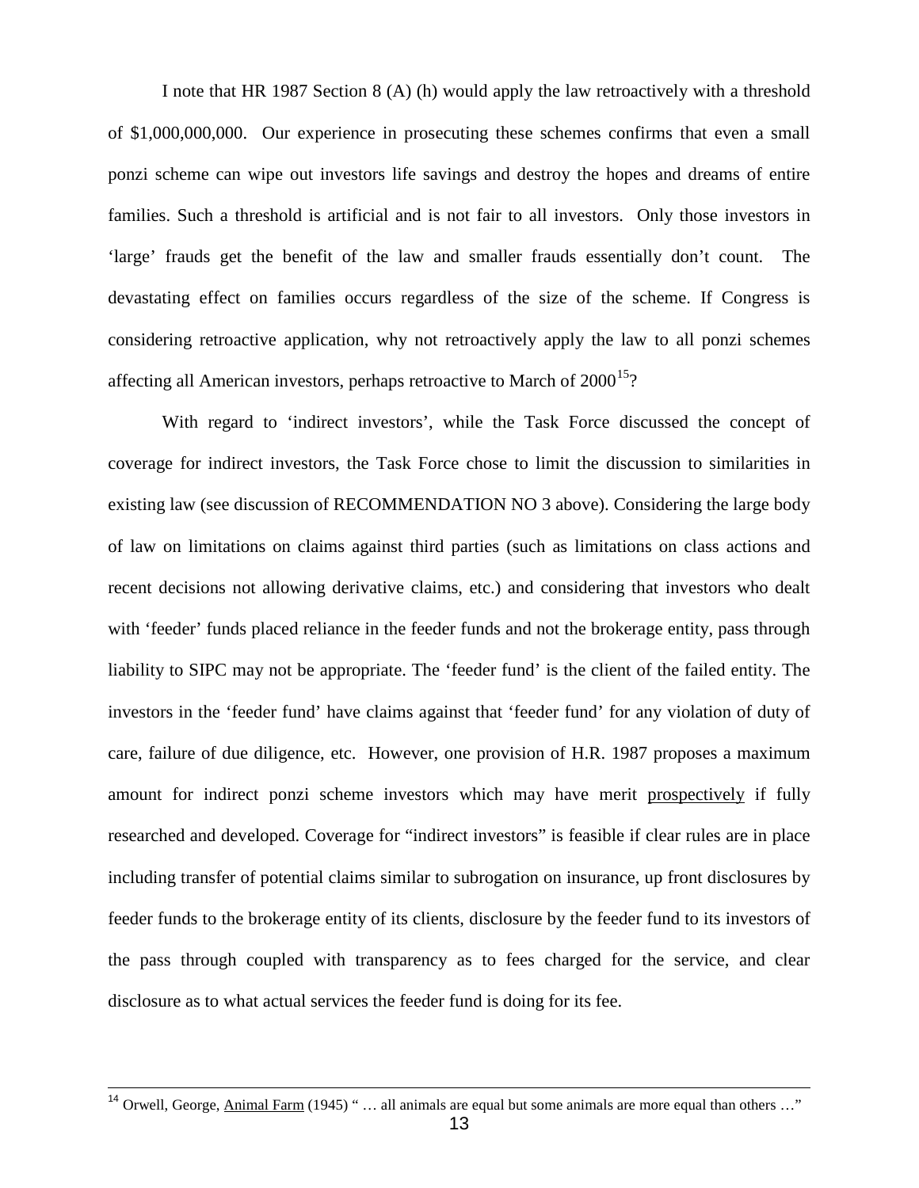I note that HR 1987 Section 8 (A) (h) would apply the law retroactively with a threshold of $1,000,000,000. Our experience in prosecuting these schemes confirms that even a small ponzi scheme can wipe out investors life savings and destroy the hopes and dreams of entire families. Such a threshold is artificial and is not fair to all investors. Only those investors in 'large' frauds get the benefit of the law and smaller frauds essentially don't count. The devastating effect on families occurs regardless of the size of the scheme. If Congress is considering retroactive application, why not retroactively apply the law to all ponzi schemes affecting all American investors, perhaps retroactive to March of 2000[15]?

With regard to 'indirect investors', while the Task Force discussed the concept of coverage for indirect investors, the Task Force chose to limit the discussion to similarities in existing law (see discussion of RECOMMENDATION NO 3 above). Considering the large body of law on limitations on claims against third parties (such as limitations on class actions and recent decisions not allowing derivative claims, etc.) and considering that investors who dealt with 'feeder' funds placed reliance in the feeder funds and not the brokerage entity, pass through liability to SIPC may not be appropriate. The 'feeder fund' is the client of the failed entity. The investors in the 'feeder fund' have claims against that 'feeder fund' for any violation of duty of care, failure of due diligence, etc. However, one provision of H.R. 1987 proposes a maximum amount for indirect ponzi scheme investors which may have merit <u>prospectively</u> if fully researched and developed. Coverage for "indirect investors" is feasible if clear rules are in place including transfer of potential claims similar to subrogation on insurance, up front disclosures by feeder funds to the brokerage entity of its clients, disclosure by the feeder fund to its investors of the pass through coupled with transparency as to fees charged for the service, and clear disclosure as to what actual services the feeder fund is doing for its fee.

---

[14] Orwell, George, <u>Animal Farm</u> (1945) " … all animals are equal but some animals are more equal than others …"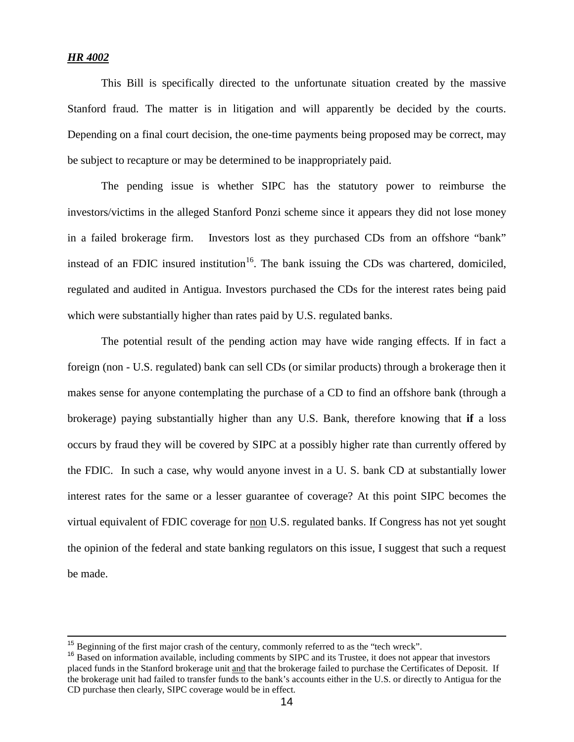***HR 4002***

This Bill is specifically directed to the unfortunate situation created by the massive Stanford fraud. The matter is in litigation and will apparently be decided by the courts. Depending on a final court decision, the one-time payments being proposed may be correct, may be subject to recapture or may be determined to be inappropriately paid.

The pending issue is whether SIPC has the statutory power to reimburse the investors/victims in the alleged Stanford Ponzi scheme since it appears they did not lose money in a failed brokerage firm. Investors lost as they purchased CDs from an offshore "bank" instead of an FDIC insured institution[16]. The bank issuing the CDs was chartered, domiciled, regulated and audited in Antigua. Investors purchased the CDs for the interest rates being paid which were substantially higher than rates paid by U.S. regulated banks.

The potential result of the pending action may have wide ranging effects. If in fact a foreign (non - U.S. regulated) bank can sell CDs (or similar products) through a brokerage then it makes sense for anyone contemplating the purchase of a CD to find an offshore bank (through a brokerage) paying substantially higher than any U.S. Bank, therefore knowing that **if** a loss occurs by fraud they will be covered by SIPC at a possibly higher rate than currently offered by the FDIC. In such a case, why would anyone invest in a U. S. bank CD at substantially lower interest rates for the same or a lesser guarantee of coverage? At this point SIPC becomes the virtual equivalent of FDIC coverage for <u>non</u> U.S. regulated banks. If Congress has not yet sought the opinion of the federal and state banking regulators on this issue, I suggest that such a request be made.

---

[15] Beginning of the first major crash of the century, commonly referred to as the "tech wreck".

[16] Based on information available, including comments by SIPC and its Trustee, it does not appear that investors placed funds in the Stanford brokerage unit <u>and</u> that the brokerage failed to purchase the Certificates of Deposit. If the brokerage unit had failed to transfer funds to the bank's accounts either in the U.S. or directly to Antigua for the CD purchase then clearly, SIPC coverage would be in effect.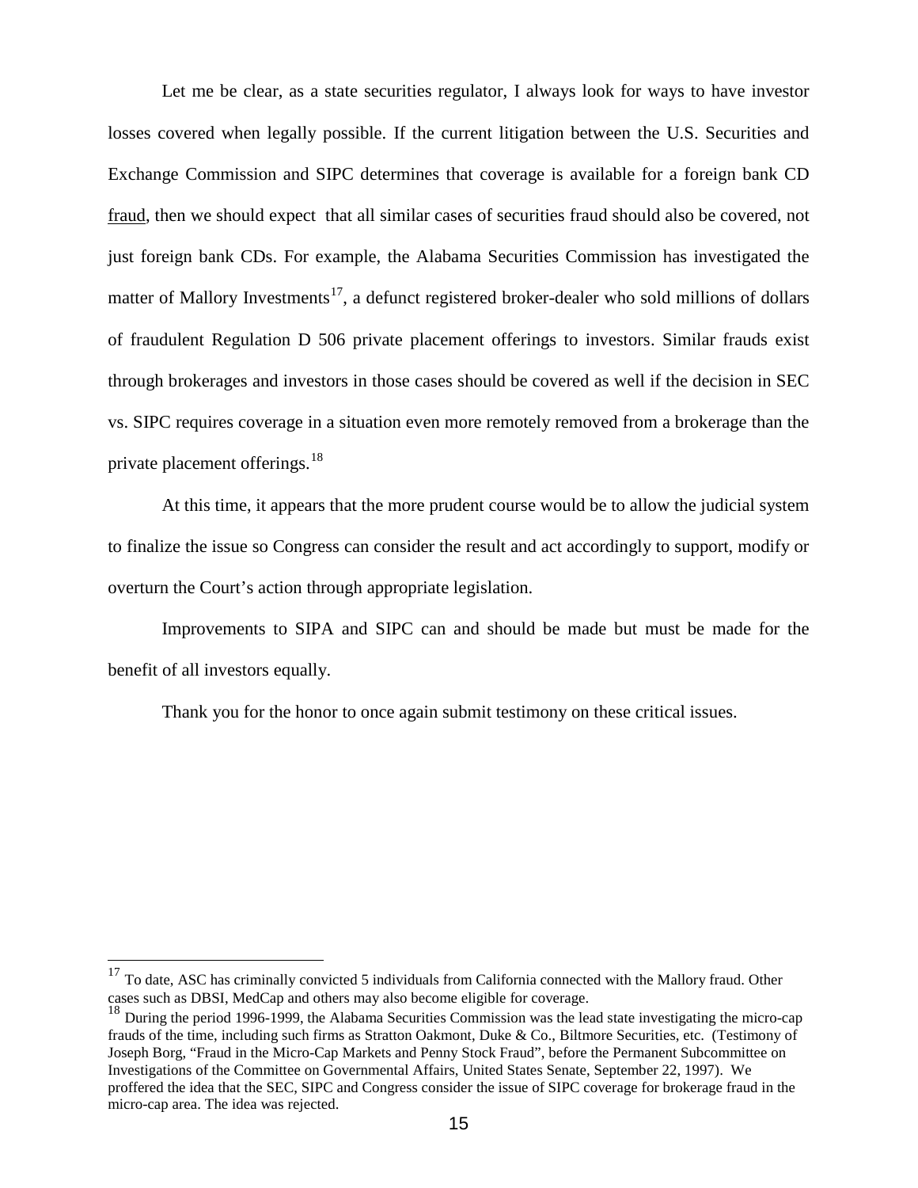Let me be clear, as a state securities regulator, I always look for ways to have investor losses covered when legally possible. If the current litigation between the U.S. Securities and Exchange Commission and SIPC determines that coverage is available for a foreign bank CD fraud, then we should expect that all similar cases of securities fraud should also be covered, not just foreign bank CDs. For example, the Alabama Securities Commission has investigated the matter of Mallory Investments[17], a defunct registered broker-dealer who sold millions of dollars of fraudulent Regulation D 506 private placement offerings to investors. Similar frauds exist through brokerages and investors in those cases should be covered as well if the decision in SEC vs. SIPC requires coverage in a situation even more remotely removed from a brokerage than the private placement offerings.[18]

At this time, it appears that the more prudent course would be to allow the judicial system to finalize the issue so Congress can consider the result and act accordingly to support, modify or overturn the Court's action through appropriate legislation.

Improvements to SIPA and SIPC can and should be made but must be made for the benefit of all investors equally.

Thank you for the honor to once again submit testimony on these critical issues.

---

[17] To date, ASC has criminally convicted 5 individuals from California connected with the Mallory fraud. Other cases such as DBSI, MedCap and others may also become eligible for coverage.

[18] During the period 1996-1999, the Alabama Securities Commission was the lead state investigating the micro-cap frauds of the time, including such firms as Stratton Oakmont, Duke & Co., Biltmore Securities, etc. (Testimony of Joseph Borg, "Fraud in the Micro-Cap Markets and Penny Stock Fraud", before the Permanent Subcommittee on Investigations of the Committee on Governmental Affairs, United States Senate, September 22, 1997). We proffered the idea that the SEC, SIPC and Congress consider the issue of SIPC coverage for brokerage fraud in the micro-cap area. The idea was rejected.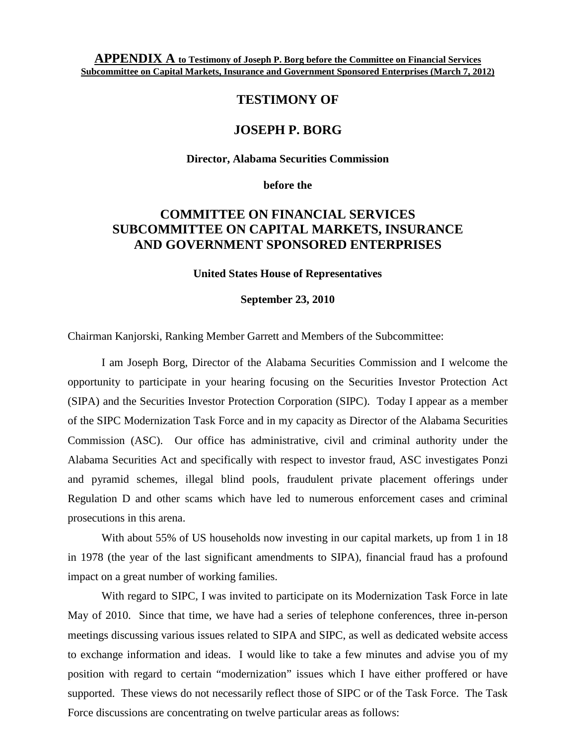**APPENDIX A to Testimony of Joseph P. Borg before the Committee on Financial Services Subcommittee on Capital Markets, Insurance and Government Sponsored Enterprises (March 7, 2012)**

# TESTIMONY OF

# JOSEPH P. BORG

**Director, Alabama Securities Commission**

**before the**

## COMMITTEE ON FINANCIAL SERVICES SUBCOMMITTEE ON CAPITAL MARKETS, INSURANCE AND GOVERNMENT SPONSORED ENTERPRISES

**United States House of Representatives**

**September 23, 2010**

Chairman Kanjorski, Ranking Member Garrett and Members of the Subcommittee:

I am Joseph Borg, Director of the Alabama Securities Commission and I welcome the opportunity to participate in your hearing focusing on the Securities Investor Protection Act (SIPA) and the Securities Investor Protection Corporation (SIPC). Today I appear as a member of the SIPC Modernization Task Force and in my capacity as Director of the Alabama Securities Commission (ASC). Our office has administrative, civil and criminal authority under the Alabama Securities Act and specifically with respect to investor fraud, ASC investigates Ponzi and pyramid schemes, illegal blind pools, fraudulent private placement offerings under Regulation D and other scams which have led to numerous enforcement cases and criminal prosecutions in this arena.

With about 55% of US households now investing in our capital markets, up from 1 in 18 in 1978 (the year of the last significant amendments to SIPA), financial fraud has a profound impact on a great number of working families.

With regard to SIPC, I was invited to participate on its Modernization Task Force in late May of 2010. Since that time, we have had a series of telephone conferences, three in-person meetings discussing various issues related to SIPA and SIPC, as well as dedicated website access to exchange information and ideas. I would like to take a few minutes and advise you of my position with regard to certain "modernization" issues which I have either proffered or have supported. These views do not necessarily reflect those of SIPC or of the Task Force. The Task Force discussions are concentrating on twelve particular areas as follows: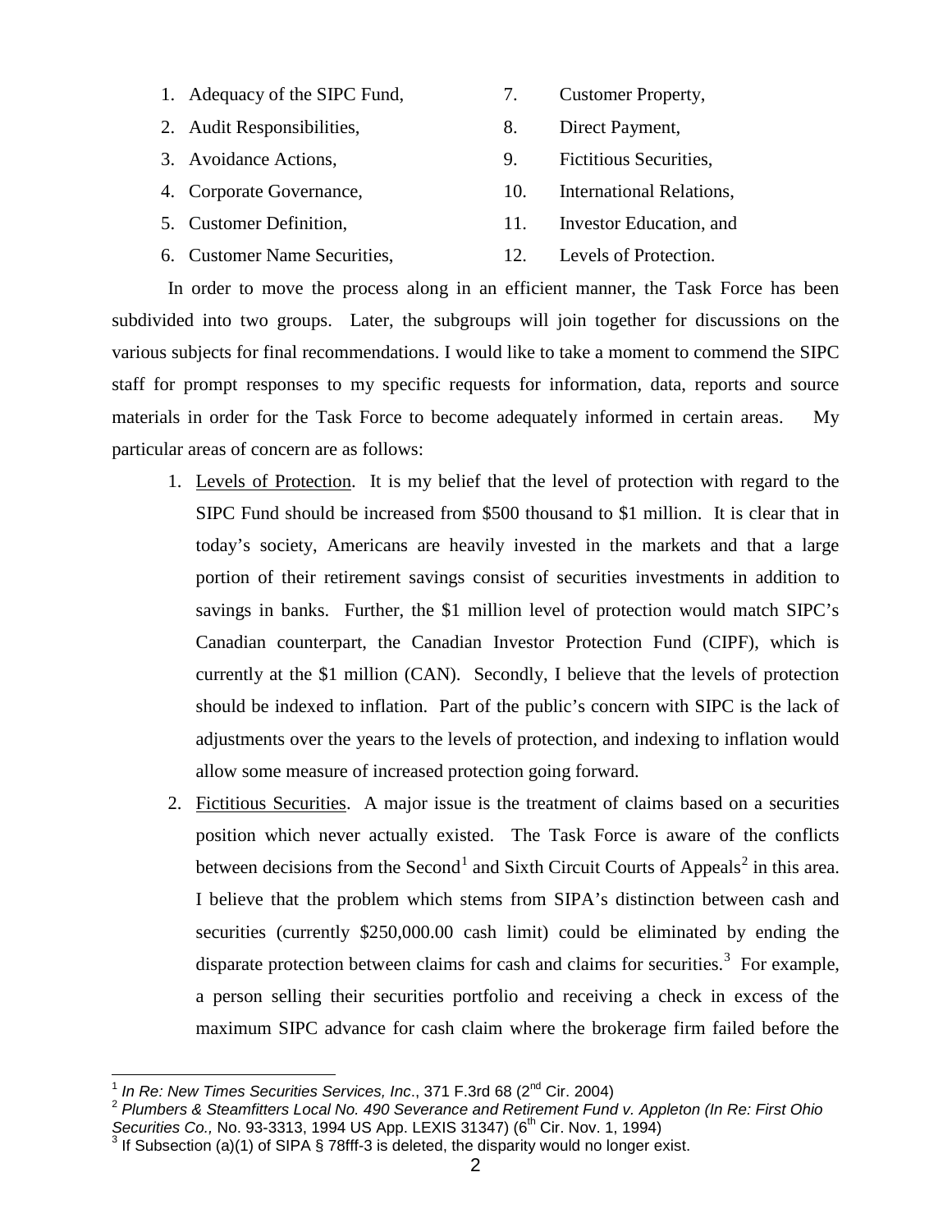1. Adequacy of the SIPC Fund,
2. Audit Responsibilities,
3. Avoidance Actions,
4. Corporate Governance,
5. Customer Definition,
6. Customer Name Securities,
7. Customer Property,
8. Direct Payment,
9. Fictitious Securities,
10. International Relations,
11. Investor Education, and
12. Levels of Protection.

In order to move the process along in an efficient manner, the Task Force has been subdivided into two groups. Later, the subgroups will join together for discussions on the various subjects for final recommendations. I would like to take a moment to commend the SIPC staff for prompt responses to my specific requests for information, data, reports and source materials in order for the Task Force to become adequately informed in certain areas. My particular areas of concern are as follows:

1. Levels of Protection. It is my belief that the level of protection with regard to the SIPC Fund should be increased from $500 thousand to $1 million. It is clear that in today's society, Americans are heavily invested in the markets and that a large portion of their retirement savings consist of securities investments in addition to savings in banks. Further, the $1 million level of protection would match SIPC's Canadian counterpart, the Canadian Investor Protection Fund (CIPF), which is currently at the $1 million (CAN). Secondly, I believe that the levels of protection should be indexed to inflation. Part of the public's concern with SIPC is the lack of adjustments over the years to the levels of protection, and indexing to inflation would allow some measure of increased protection going forward.
2. Fictitious Securities. A major issue is the treatment of claims based on a securities position which never actually existed. The Task Force is aware of the conflicts between decisions from the Second[1] and Sixth Circuit Courts of Appeals[2] in this area. I believe that the problem which stems from SIPA's distinction between cash and securities (currently $250,000.00 cash limit) could be eliminated by ending the disparate protection between claims for cash and claims for securities.[3] For example, a person selling their securities portfolio and receiving a check in excess of the maximum SIPC advance for cash claim where the brokerage firm failed before the

[1] *In Re: New Times Securities Services, Inc*., 371 F.3rd 68 (2nd Cir. 2004)

[2] *Plumbers & Steamfitters Local No. 490 Severance and Retirement Fund v. Appleton (In Re: First Ohio Securities Co.,* No. 93-3313, 1994 US App. LEXIS 31347) (6th Cir. Nov. 1, 1994)

[3] If Subsection (a)(1) of SIPA § 78fff-3 is deleted, the disparity would no longer exist.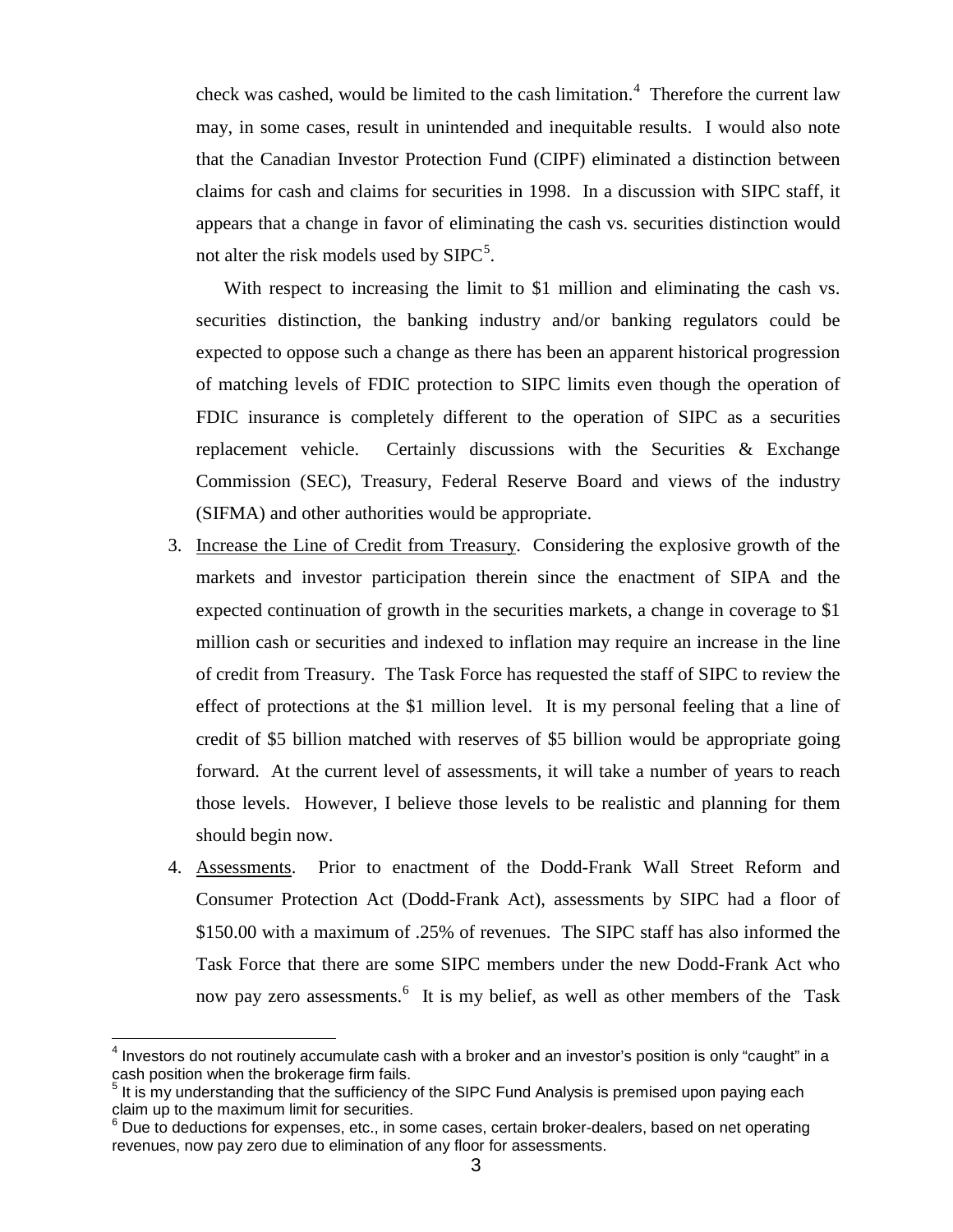check was cashed, would be limited to the cash limitation.[4] Therefore the current law may, in some cases, result in unintended and inequitable results. I would also note that the Canadian Investor Protection Fund (CIPF) eliminated a distinction between claims for cash and claims for securities in 1998. In a discussion with SIPC staff, it appears that a change in favor of eliminating the cash vs. securities distinction would not alter the risk models used by SIPC[5].

With respect to increasing the limit to $1 million and eliminating the cash vs. securities distinction, the banking industry and/or banking regulators could be expected to oppose such a change as there has been an apparent historical progression of matching levels of FDIC protection to SIPC limits even though the operation of FDIC insurance is completely different to the operation of SIPC as a securities replacement vehicle. Certainly discussions with the Securities & Exchange Commission (SEC), Treasury, Federal Reserve Board and views of the industry (SIFMA) and other authorities would be appropriate.

3. <u>Increase the Line of Credit from Treasury</u>. Considering the explosive growth of the markets and investor participation therein since the enactment of SIPA and the expected continuation of growth in the securities markets, a change in coverage to $1 million cash or securities and indexed to inflation may require an increase in the line of credit from Treasury. The Task Force has requested the staff of SIPC to review the effect of protections at the $1 million level. It is my personal feeling that a line of credit of $5 billion matched with reserves of $5 billion would be appropriate going forward. At the current level of assessments, it will take a number of years to reach those levels. However, I believe those levels to be realistic and planning for them should begin now.

4. <u>Assessments</u>. Prior to enactment of the Dodd-Frank Wall Street Reform and Consumer Protection Act (Dodd-Frank Act), assessments by SIPC had a floor of $150.00 with a maximum of .25% of revenues. The SIPC staff has also informed the Task Force that there are some SIPC members under the new Dodd-Frank Act who now pay zero assessments.[6] It is my belief, as well as other members of the Task

[4] Investors do not routinely accumulate cash with a broker and an investor's position is only "caught" in a cash position when the brokerage firm fails.

[5] It is my understanding that the sufficiency of the SIPC Fund Analysis is premised upon paying each claim up to the maximum limit for securities.

[6] Due to deductions for expenses, etc., in some cases, certain broker-dealers, based on net operating revenues, now pay zero due to elimination of any floor for assessments.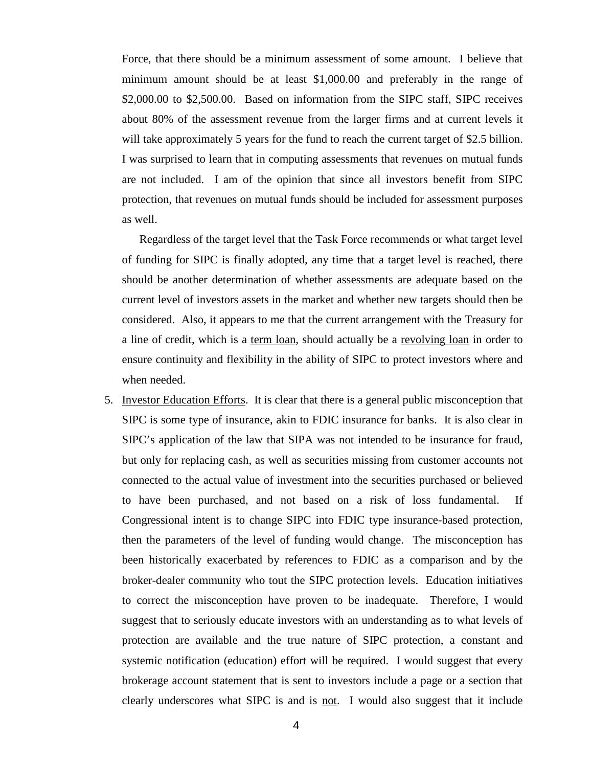Force, that there should be a minimum assessment of some amount. I believe that minimum amount should be at least $1,000.00 and preferably in the range of $2,000.00 to $2,500.00. Based on information from the SIPC staff, SIPC receives about 80% of the assessment revenue from the larger firms and at current levels it will take approximately 5 years for the fund to reach the current target of $2.5 billion. I was surprised to learn that in computing assessments that revenues on mutual funds are not included. I am of the opinion that since all investors benefit from SIPC protection, that revenues on mutual funds should be included for assessment purposes as well.

Regardless of the target level that the Task Force recommends or what target level of funding for SIPC is finally adopted, any time that a target level is reached, there should be another determination of whether assessments are adequate based on the current level of investors assets in the market and whether new targets should then be considered. Also, it appears to me that the current arrangement with the Treasury for a line of credit, which is a term loan, should actually be a revolving loan in order to ensure continuity and flexibility in the ability of SIPC to protect investors where and when needed.

5. Investor Education Efforts. It is clear that there is a general public misconception that SIPC is some type of insurance, akin to FDIC insurance for banks. It is also clear in SIPC's application of the law that SIPA was not intended to be insurance for fraud, but only for replacing cash, as well as securities missing from customer accounts not connected to the actual value of investment into the securities purchased or believed to have been purchased, and not based on a risk of loss fundamental. If Congressional intent is to change SIPC into FDIC type insurance-based protection, then the parameters of the level of funding would change. The misconception has been historically exacerbated by references to FDIC as a comparison and by the broker-dealer community who tout the SIPC protection levels. Education initiatives to correct the misconception have proven to be inadequate. Therefore, I would suggest that to seriously educate investors with an understanding as to what levels of protection are available and the true nature of SIPC protection, a constant and systemic notification (education) effort will be required. I would suggest that every brokerage account statement that is sent to investors include a page or a section that clearly underscores what SIPC is and is not. I would also suggest that it include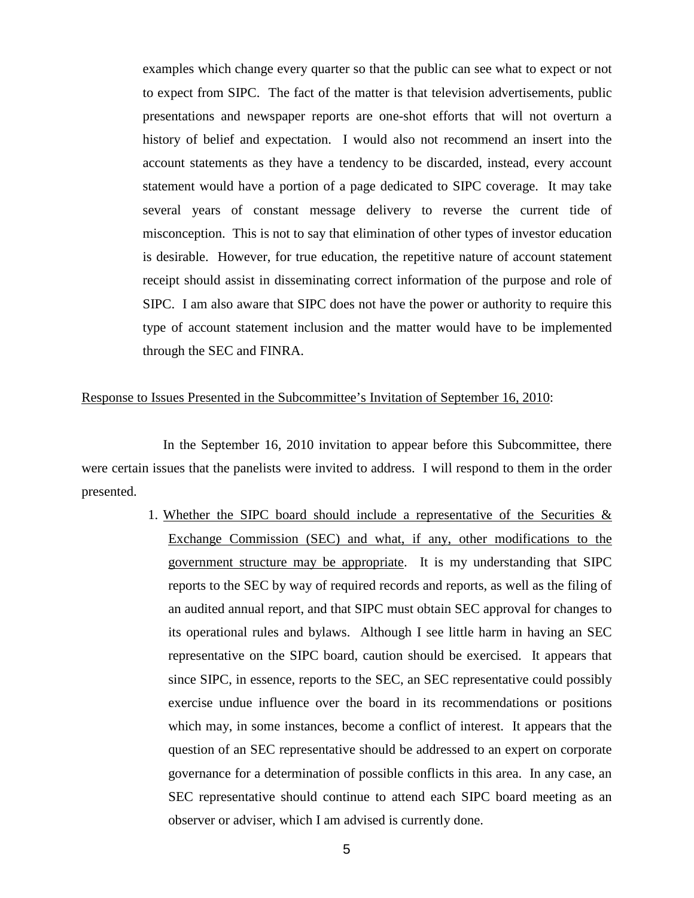examples which change every quarter so that the public can see what to expect or not to expect from SIPC. The fact of the matter is that television advertisements, public presentations and newspaper reports are one-shot efforts that will not overturn a history of belief and expectation. I would also not recommend an insert into the account statements as they have a tendency to be discarded, instead, every account statement would have a portion of a page dedicated to SIPC coverage. It may take several years of constant message delivery to reverse the current tide of misconception. This is not to say that elimination of other types of investor education is desirable. However, for true education, the repetitive nature of account statement receipt should assist in disseminating correct information of the purpose and role of SIPC. I am also aware that SIPC does not have the power or authority to require this type of account statement inclusion and the matter would have to be implemented through the SEC and FINRA.

<u>Response to Issues Presented in the Subcommittee's Invitation of September 16, 2010</u>:

In the September 16, 2010 invitation to appear before this Subcommittee, there were certain issues that the panelists were invited to address. I will respond to them in the order presented.

1. <u>Whether the SIPC board should include a representative of the Securities & Exchange Commission (SEC) and what, if any, other modifications to the government structure may be appropriate</u>. It is my understanding that SIPC reports to the SEC by way of required records and reports, as well as the filing of an audited annual report, and that SIPC must obtain SEC approval for changes to its operational rules and bylaws. Although I see little harm in having an SEC representative on the SIPC board, caution should be exercised. It appears that since SIPC, in essence, reports to the SEC, an SEC representative could possibly exercise undue influence over the board in its recommendations or positions which may, in some instances, become a conflict of interest. It appears that the question of an SEC representative should be addressed to an expert on corporate governance for a determination of possible conflicts in this area. In any case, an SEC representative should continue to attend each SIPC board meeting as an observer or adviser, which I am advised is currently done.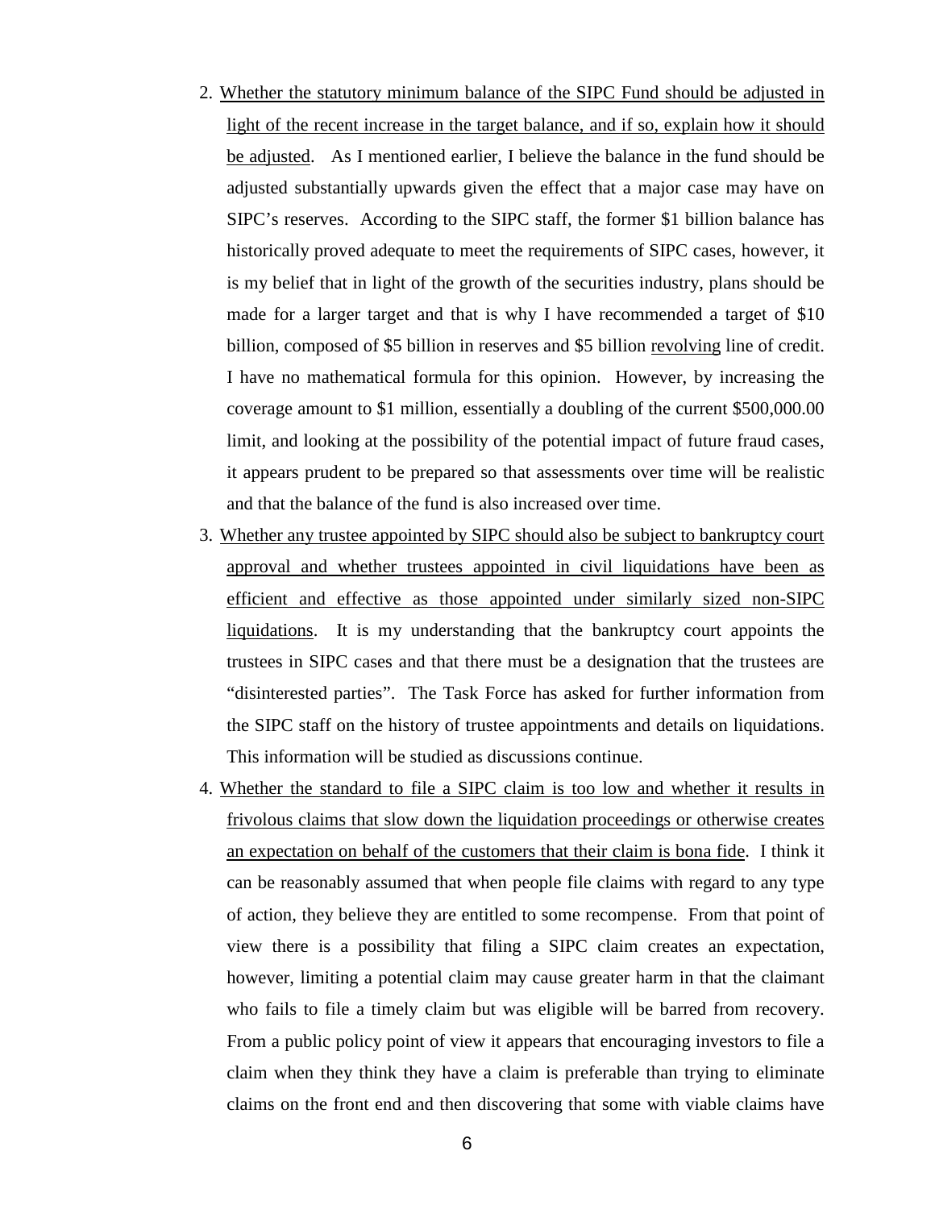2. <u>Whether the statutory minimum balance of the SIPC Fund should be adjusted in light of the recent increase in the target balance, and if so, explain how it should be adjusted</u>. As I mentioned earlier, I believe the balance in the fund should be adjusted substantially upwards given the effect that a major case may have on SIPC's reserves. According to the SIPC staff, the former $1 billion balance has historically proved adequate to meet the requirements of SIPC cases, however, it is my belief that in light of the growth of the securities industry, plans should be made for a larger target and that is why I have recommended a target of $10 billion, composed of $5 billion in reserves and $5 billion <u>revolving</u> line of credit. I have no mathematical formula for this opinion. However, by increasing the coverage amount to $1 million, essentially a doubling of the current $500,000.00 limit, and looking at the possibility of the potential impact of future fraud cases, it appears prudent to be prepared so that assessments over time will be realistic and that the balance of the fund is also increased over time.

3. <u>Whether any trustee appointed by SIPC should also be subject to bankruptcy court approval and whether trustees appointed in civil liquidations have been as efficient and effective as those appointed under similarly sized non-SIPC liquidations</u>. It is my understanding that the bankruptcy court appoints the trustees in SIPC cases and that there must be a designation that the trustees are "disinterested parties". The Task Force has asked for further information from the SIPC staff on the history of trustee appointments and details on liquidations. This information will be studied as discussions continue.

4. <u>Whether the standard to file a SIPC claim is too low and whether it results in frivolous claims that slow down the liquidation proceedings or otherwise creates an expectation on behalf of the customers that their claim is bona fide</u>. I think it can be reasonably assumed that when people file claims with regard to any type of action, they believe they are entitled to some recompense. From that point of view there is a possibility that filing a SIPC claim creates an expectation, however, limiting a potential claim may cause greater harm in that the claimant who fails to file a timely claim but was eligible will be barred from recovery. From a public policy point of view it appears that encouraging investors to file a claim when they think they have a claim is preferable than trying to eliminate claims on the front end and then discovering that some with viable claims have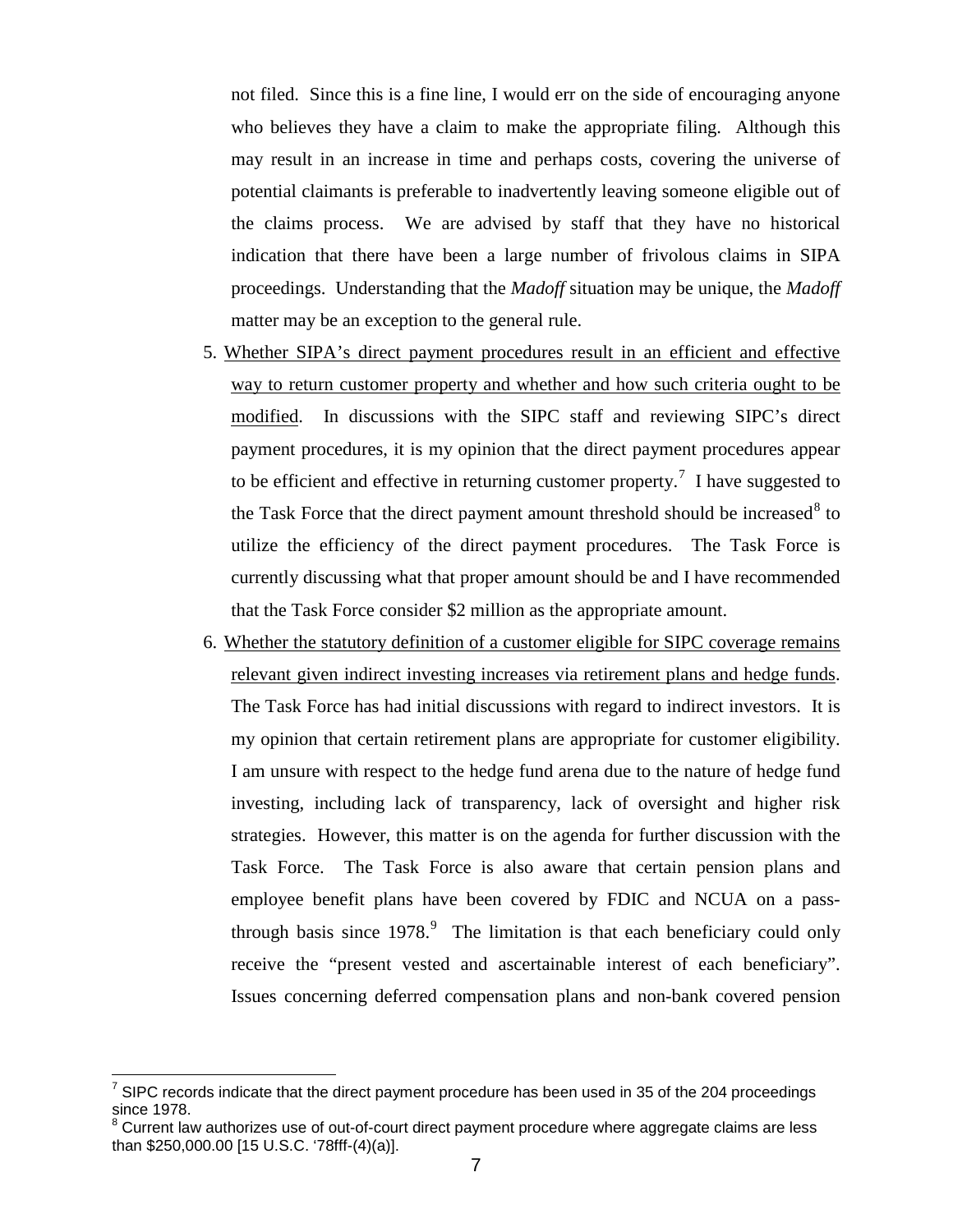not filed. Since this is a fine line, I would err on the side of encouraging anyone who believes they have a claim to make the appropriate filing. Although this may result in an increase in time and perhaps costs, covering the universe of potential claimants is preferable to inadvertently leaving someone eligible out of the claims process. We are advised by staff that they have no historical indication that there have been a large number of frivolous claims in SIPA proceedings. Understanding that the *Madoff* situation may be unique, the *Madoff* matter may be an exception to the general rule.

5. Whether SIPA's direct payment procedures result in an efficient and effective way to return customer property and whether and how such criteria ought to be modified. In discussions with the SIPC staff and reviewing SIPC's direct payment procedures, it is my opinion that the direct payment procedures appear to be efficient and effective in returning customer property.[7] I have suggested to the Task Force that the direct payment amount threshold should be increased[8] to utilize the efficiency of the direct payment procedures. The Task Force is currently discussing what that proper amount should be and I have recommended that the Task Force consider $2 million as the appropriate amount.

6. Whether the statutory definition of a customer eligible for SIPC coverage remains relevant given indirect investing increases via retirement plans and hedge funds. The Task Force has had initial discussions with regard to indirect investors. It is my opinion that certain retirement plans are appropriate for customer eligibility. I am unsure with respect to the hedge fund arena due to the nature of hedge fund investing, including lack of transparency, lack of oversight and higher risk strategies. However, this matter is on the agenda for further discussion with the Task Force. The Task Force is also aware that certain pension plans and employee benefit plans have been covered by FDIC and NCUA on a pass-through basis since 1978.[9] The limitation is that each beneficiary could only receive the "present vested and ascertainable interest of each beneficiary". Issues concerning deferred compensation plans and non-bank covered pension

---

[7] SIPC records indicate that the direct payment procedure has been used in 35 of the 204 proceedings since 1978.

[8] Current law authorizes use of out-of-court direct payment procedure where aggregate claims are less than $250,000.00 [15 U.S.C. '78fff-(4)(a)].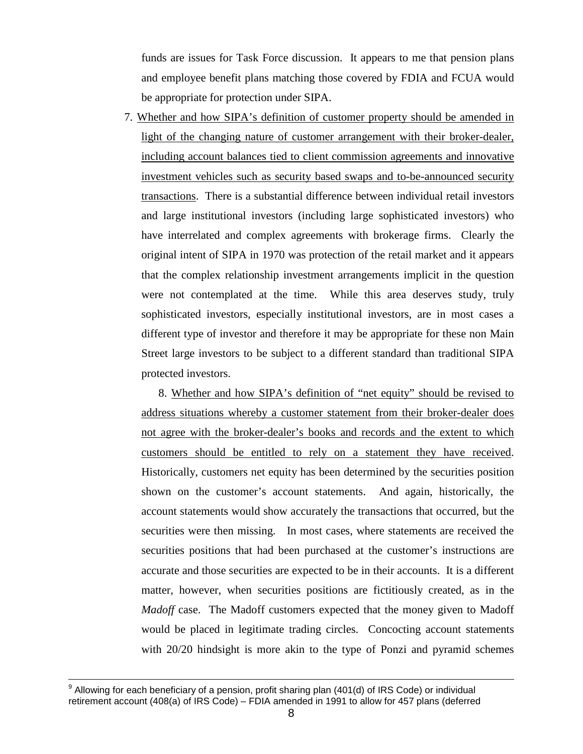funds are issues for Task Force discussion. It appears to me that pension plans and employee benefit plans matching those covered by FDIA and FCUA would be appropriate for protection under SIPA.

7. Whether and how SIPA's definition of customer property should be amended in light of the changing nature of customer arrangement with their broker-dealer, including account balances tied to client commission agreements and innovative investment vehicles such as security based swaps and to-be-announced security transactions. There is a substantial difference between individual retail investors and large institutional investors (including large sophisticated investors) who have interrelated and complex agreements with brokerage firms. Clearly the original intent of SIPA in 1970 was protection of the retail market and it appears that the complex relationship investment arrangements implicit in the question were not contemplated at the time. While this area deserves study, truly sophisticated investors, especially institutional investors, are in most cases a different type of investor and therefore it may be appropriate for these non Main Street large investors to be subject to a different standard than traditional SIPA protected investors.

8. Whether and how SIPA's definition of "net equity" should be revised to address situations whereby a customer statement from their broker-dealer does not agree with the broker-dealer's books and records and the extent to which customers should be entitled to rely on a statement they have received. Historically, customers net equity has been determined by the securities position shown on the customer's account statements. And again, historically, the account statements would show accurately the transactions that occurred, but the securities were then missing. In most cases, where statements are received the securities positions that had been purchased at the customer's instructions are accurate and those securities are expected to be in their accounts. It is a different matter, however, when securities positions are fictitiously created, as in the *Madoff* case. The Madoff customers expected that the money given to Madoff would be placed in legitimate trading circles. Concocting account statements with 20/20 hindsight is more akin to the type of Ponzi and pyramid schemes

---

[9] Allowing for each beneficiary of a pension, profit sharing plan (401(d) of IRS Code) or individual retirement account (408(a) of IRS Code) – FDIA amended in 1991 to allow for 457 plans (deferred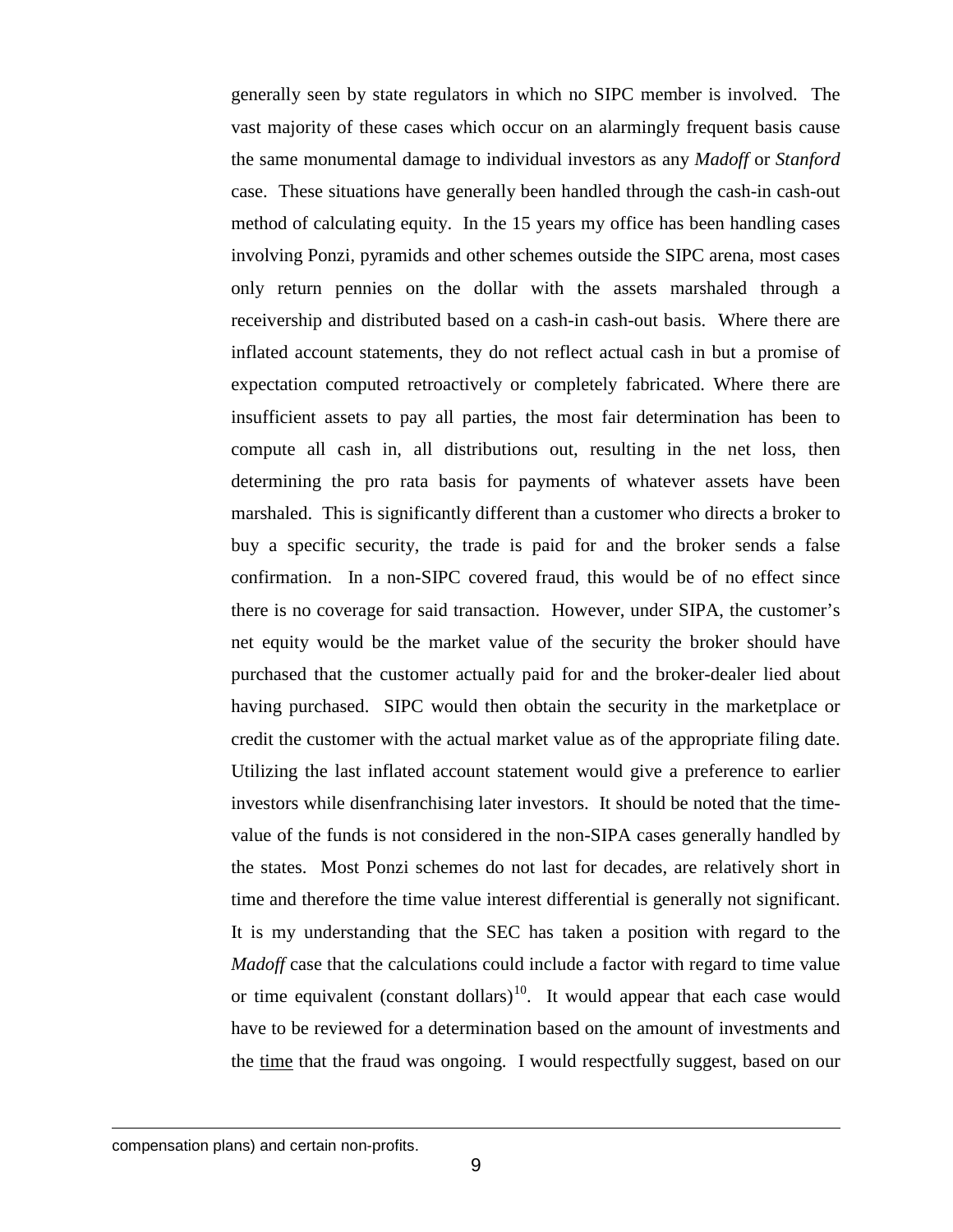generally seen by state regulators in which no SIPC member is involved. The vast majority of these cases which occur on an alarmingly frequent basis cause the same monumental damage to individual investors as any *Madoff* or *Stanford* case. These situations have generally been handled through the cash-in cash-out method of calculating equity. In the 15 years my office has been handling cases involving Ponzi, pyramids and other schemes outside the SIPC arena, most cases only return pennies on the dollar with the assets marshaled through a receivership and distributed based on a cash-in cash-out basis. Where there are inflated account statements, they do not reflect actual cash in but a promise of expectation computed retroactively or completely fabricated. Where there are insufficient assets to pay all parties, the most fair determination has been to compute all cash in, all distributions out, resulting in the net loss, then determining the pro rata basis for payments of whatever assets have been marshaled. This is significantly different than a customer who directs a broker to buy a specific security, the trade is paid for and the broker sends a false confirmation. In a non-SIPC covered fraud, this would be of no effect since there is no coverage for said transaction. However, under SIPA, the customer's net equity would be the market value of the security the broker should have purchased that the customer actually paid for and the broker-dealer lied about having purchased. SIPC would then obtain the security in the marketplace or credit the customer with the actual market value as of the appropriate filing date. Utilizing the last inflated account statement would give a preference to earlier investors while disenfranchising later investors. It should be noted that the time-value of the funds is not considered in the non-SIPA cases generally handled by the states. Most Ponzi schemes do not last for decades, are relatively short in time and therefore the time value interest differential is generally not significant. It is my understanding that the SEC has taken a position with regard to the *Madoff* case that the calculations could include a factor with regard to time value or time equivalent (constant dollars)[10]. It would appear that each case would have to be reviewed for a determination based on the amount of investments and the <u>time</u> that the fraud was ongoing. I would respectfully suggest, based on our

compensation plans) and certain non-profits.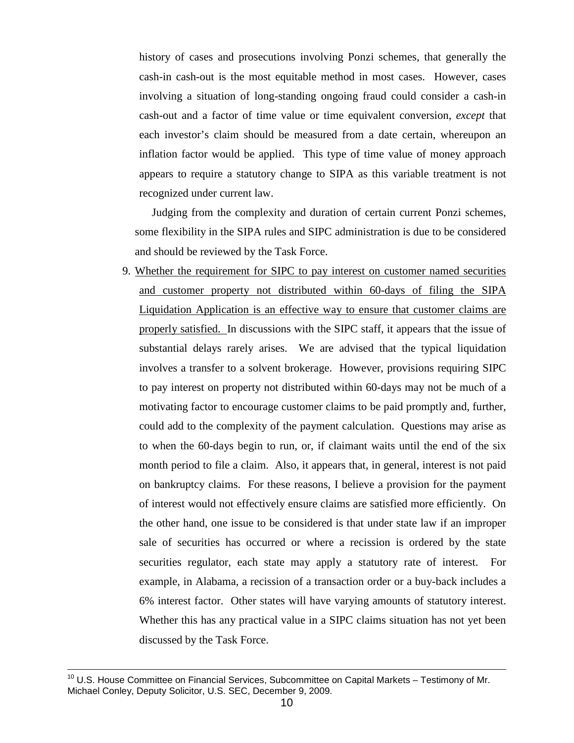history of cases and prosecutions involving Ponzi schemes, that generally the cash-in cash-out is the most equitable method in most cases. However, cases involving a situation of long-standing ongoing fraud could consider a cash-in cash-out and a factor of time value or time equivalent conversion, *except* that each investor's claim should be measured from a date certain, whereupon an inflation factor would be applied. This type of time value of money approach appears to require a statutory change to SIPA as this variable treatment is not recognized under current law.

Judging from the complexity and duration of certain current Ponzi schemes, some flexibility in the SIPA rules and SIPC administration is due to be considered and should be reviewed by the Task Force.

9. <u>Whether the requirement for SIPC to pay interest on customer named securities and customer property not distributed within 60-days of filing the SIPA Liquidation Application is an effective way to ensure that customer claims are properly satisfied.</u> In discussions with the SIPC staff, it appears that the issue of substantial delays rarely arises. We are advised that the typical liquidation involves a transfer to a solvent brokerage. However, provisions requiring SIPC to pay interest on property not distributed within 60-days may not be much of a motivating factor to encourage customer claims to be paid promptly and, further, could add to the complexity of the payment calculation. Questions may arise as to when the 60-days begin to run, or, if claimant waits until the end of the six month period to file a claim. Also, it appears that, in general, interest is not paid on bankruptcy claims. For these reasons, I believe a provision for the payment of interest would not effectively ensure claims are satisfied more efficiently. On the other hand, one issue to be considered is that under state law if an improper sale of securities has occurred or where a recission is ordered by the state securities regulator, each state may apply a statutory rate of interest. For example, in Alabama, a recission of a transaction order or a buy-back includes a 6% interest factor. Other states will have varying amounts of statutory interest. Whether this has any practical value in a SIPC claims situation has not yet been discussed by the Task Force.

---

[10] U.S. House Committee on Financial Services, Subcommittee on Capital Markets – Testimony of Mr. Michael Conley, Deputy Solicitor, U.S. SEC, December 9, 2009.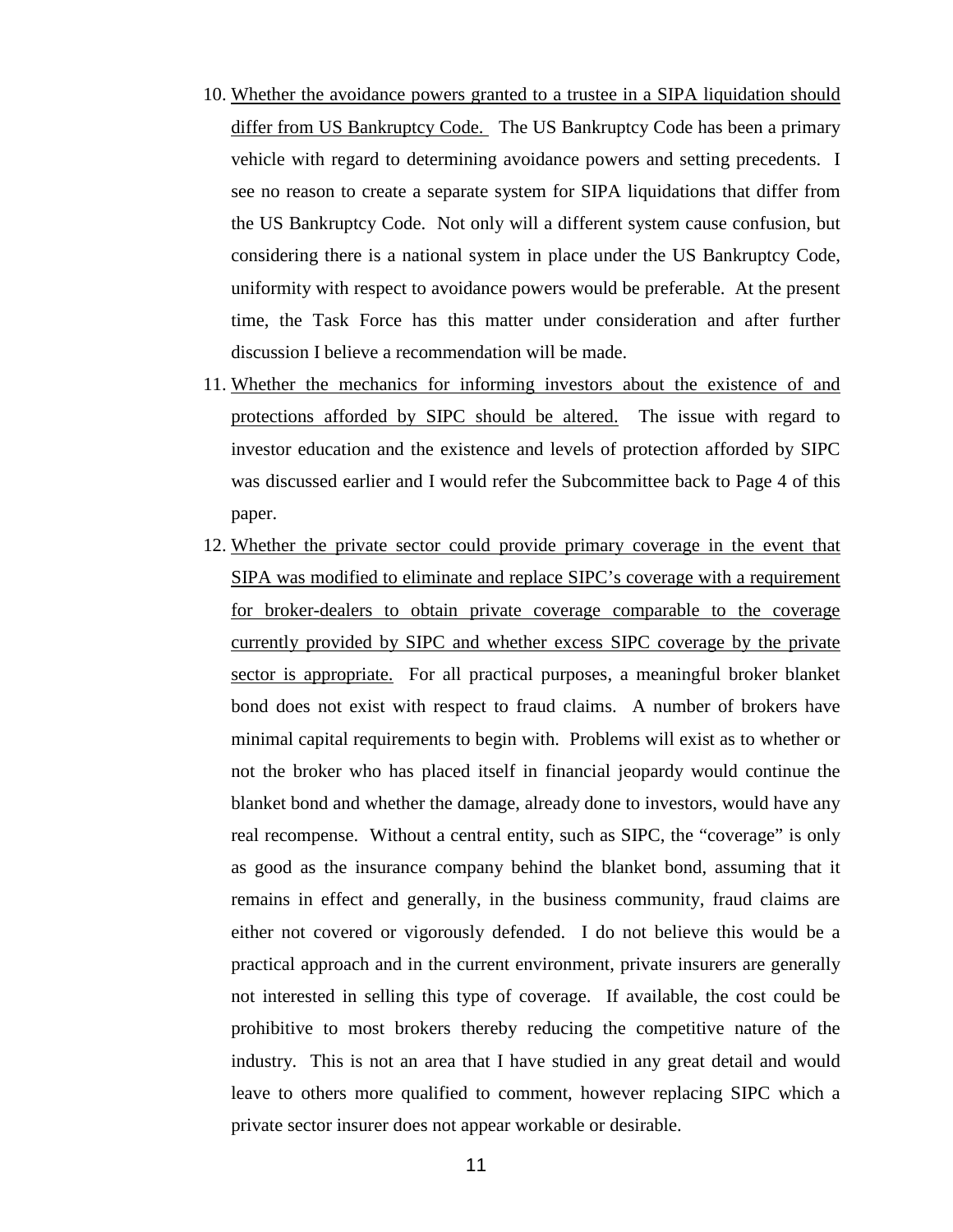10. Whether the avoidance powers granted to a trustee in a SIPA liquidation should differ from US Bankruptcy Code. The US Bankruptcy Code has been a primary vehicle with regard to determining avoidance powers and setting precedents. I see no reason to create a separate system for SIPA liquidations that differ from the US Bankruptcy Code. Not only will a different system cause confusion, but considering there is a national system in place under the US Bankruptcy Code, uniformity with respect to avoidance powers would be preferable. At the present time, the Task Force has this matter under consideration and after further discussion I believe a recommendation will be made.
11. Whether the mechanics for informing investors about the existence of and protections afforded by SIPC should be altered. The issue with regard to investor education and the existence and levels of protection afforded by SIPC was discussed earlier and I would refer the Subcommittee back to Page 4 of this paper.
12. Whether the private sector could provide primary coverage in the event that SIPA was modified to eliminate and replace SIPC's coverage with a requirement for broker-dealers to obtain private coverage comparable to the coverage currently provided by SIPC and whether excess SIPC coverage by the private sector is appropriate. For all practical purposes, a meaningful broker blanket bond does not exist with respect to fraud claims. A number of brokers have minimal capital requirements to begin with. Problems will exist as to whether or not the broker who has placed itself in financial jeopardy would continue the blanket bond and whether the damage, already done to investors, would have any real recompense. Without a central entity, such as SIPC, the "coverage" is only as good as the insurance company behind the blanket bond, assuming that it remains in effect and generally, in the business community, fraud claims are either not covered or vigorously defended. I do not believe this would be a practical approach and in the current environment, private insurers are generally not interested in selling this type of coverage. If available, the cost could be prohibitive to most brokers thereby reducing the competitive nature of the industry. This is not an area that I have studied in any great detail and would leave to others more qualified to comment, however replacing SIPC which a private sector insurer does not appear workable or desirable.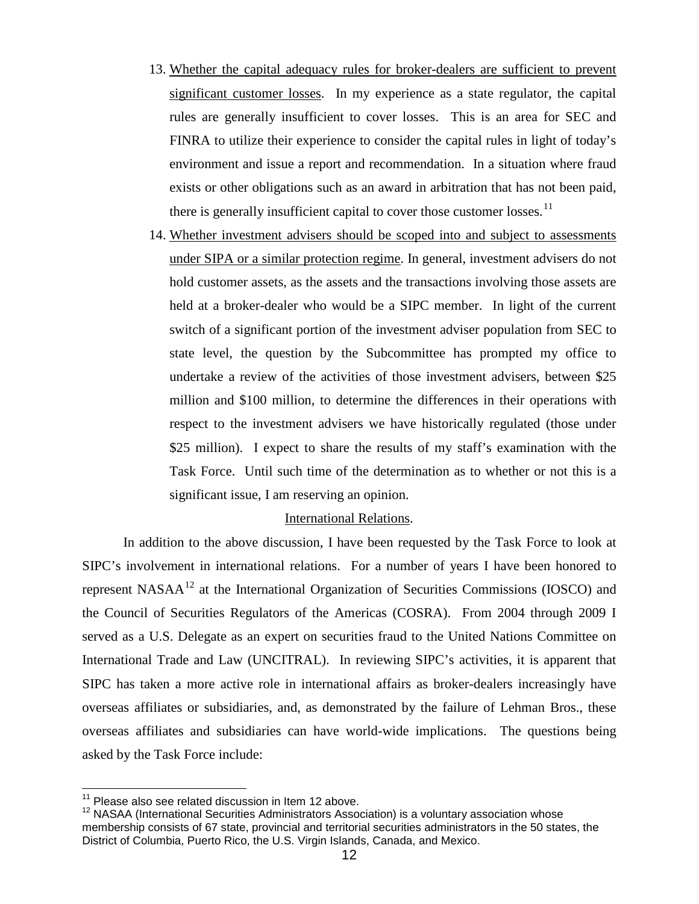13. Whether the capital adequacy rules for broker-dealers are sufficient to prevent significant customer losses. In my experience as a state regulator, the capital rules are generally insufficient to cover losses. This is an area for SEC and FINRA to utilize their experience to consider the capital rules in light of today's environment and issue a report and recommendation. In a situation where fraud exists or other obligations such as an award in arbitration that has not been paid, there is generally insufficient capital to cover those customer losses.[11]

14. Whether investment advisers should be scoped into and subject to assessments under SIPA or a similar protection regime. In general, investment advisers do not hold customer assets, as the assets and the transactions involving those assets are held at a broker-dealer who would be a SIPC member. In light of the current switch of a significant portion of the investment adviser population from SEC to state level, the question by the Subcommittee has prompted my office to undertake a review of the activities of those investment advisers, between $25 million and $100 million, to determine the differences in their operations with respect to the investment advisers we have historically regulated (those under $25 million). I expect to share the results of my staff's examination with the Task Force. Until such time of the determination as to whether or not this is a significant issue, I am reserving an opinion.

International Relations.

In addition to the above discussion, I have been requested by the Task Force to look at SIPC's involvement in international relations. For a number of years I have been honored to represent NASAA[12] at the International Organization of Securities Commissions (IOSCO) and the Council of Securities Regulators of the Americas (COSRA). From 2004 through 2009 I served as a U.S. Delegate as an expert on securities fraud to the United Nations Committee on International Trade and Law (UNCITRAL). In reviewing SIPC's activities, it is apparent that SIPC has taken a more active role in international affairs as broker-dealers increasingly have overseas affiliates or subsidiaries, and, as demonstrated by the failure of Lehman Bros., these overseas affiliates and subsidiaries can have world-wide implications. The questions being asked by the Task Force include:

[11] Please also see related discussion in Item 12 above.

[12] NASAA (International Securities Administrators Association) is a voluntary association whose membership consists of 67 state, provincial and territorial securities administrators in the 50 states, the District of Columbia, Puerto Rico, the U.S. Virgin Islands, Canada, and Mexico.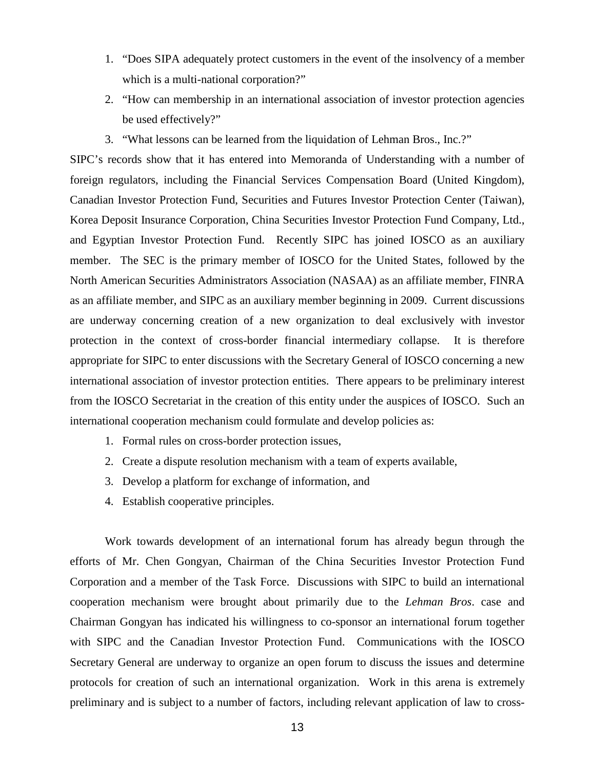1. "Does SIPA adequately protect customers in the event of the insolvency of a member which is a multi-national corporation?"
2. "How can membership in an international association of investor protection agencies be used effectively?"
3. "What lessons can be learned from the liquidation of Lehman Bros., Inc.?"

SIPC's records show that it has entered into Memoranda of Understanding with a number of foreign regulators, including the Financial Services Compensation Board (United Kingdom), Canadian Investor Protection Fund, Securities and Futures Investor Protection Center (Taiwan), Korea Deposit Insurance Corporation, China Securities Investor Protection Fund Company, Ltd., and Egyptian Investor Protection Fund. Recently SIPC has joined IOSCO as an auxiliary member. The SEC is the primary member of IOSCO for the United States, followed by the North American Securities Administrators Association (NASAA) as an affiliate member, FINRA as an affiliate member, and SIPC as an auxiliary member beginning in 2009. Current discussions are underway concerning creation of a new organization to deal exclusively with investor protection in the context of cross-border financial intermediary collapse. It is therefore appropriate for SIPC to enter discussions with the Secretary General of IOSCO concerning a new international association of investor protection entities. There appears to be preliminary interest from the IOSCO Secretariat in the creation of this entity under the auspices of IOSCO. Such an international cooperation mechanism could formulate and develop policies as:

1. Formal rules on cross-border protection issues,
2. Create a dispute resolution mechanism with a team of experts available,
3. Develop a platform for exchange of information, and
4. Establish cooperative principles.

Work towards development of an international forum has already begun through the efforts of Mr. Chen Gongyan, Chairman of the China Securities Investor Protection Fund Corporation and a member of the Task Force. Discussions with SIPC to build an international cooperation mechanism were brought about primarily due to the *Lehman Bros*. case and Chairman Gongyan has indicated his willingness to co-sponsor an international forum together with SIPC and the Canadian Investor Protection Fund. Communications with the IOSCO Secretary General are underway to organize an open forum to discuss the issues and determine protocols for creation of such an international organization. Work in this arena is extremely preliminary and is subject to a number of factors, including relevant application of law to cross-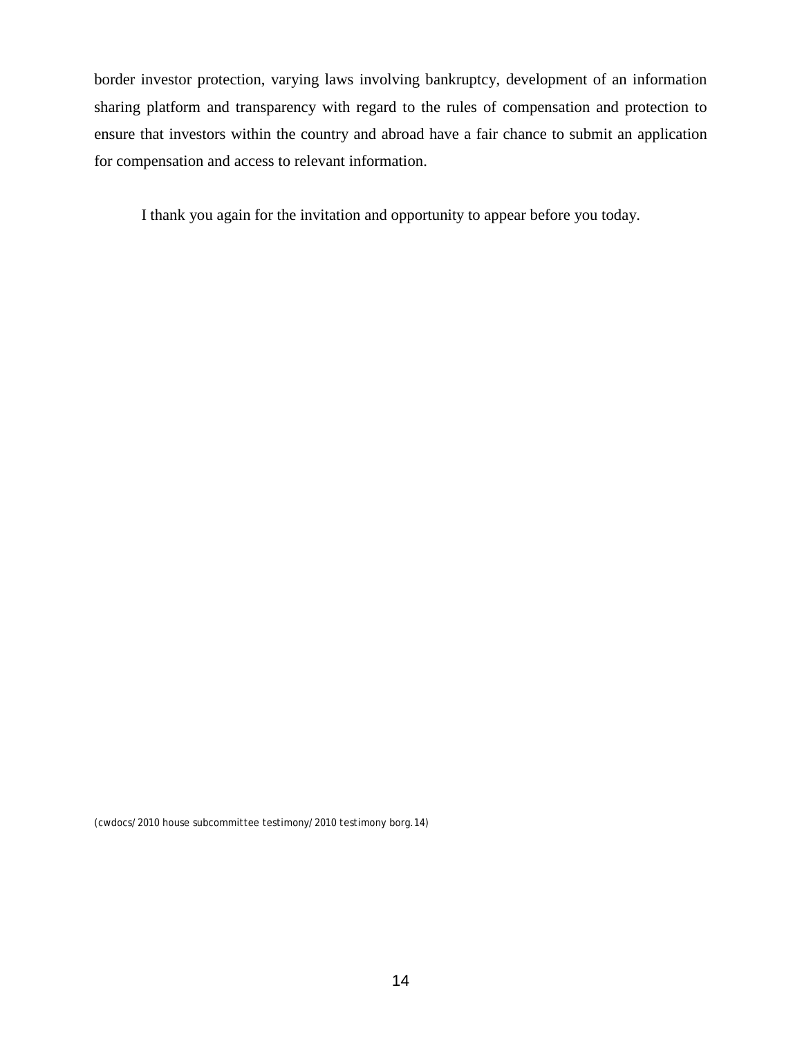border investor protection, varying laws involving bankruptcy, development of an information sharing platform and transparency with regard to the rules of compensation and protection to ensure that investors within the country and abroad have a fair chance to submit an application for compensation and access to relevant information.

I thank you again for the invitation and opportunity to appear before you today.

(cwdocs/2010 house subcommittee testimony/2010 testimony borg.14)